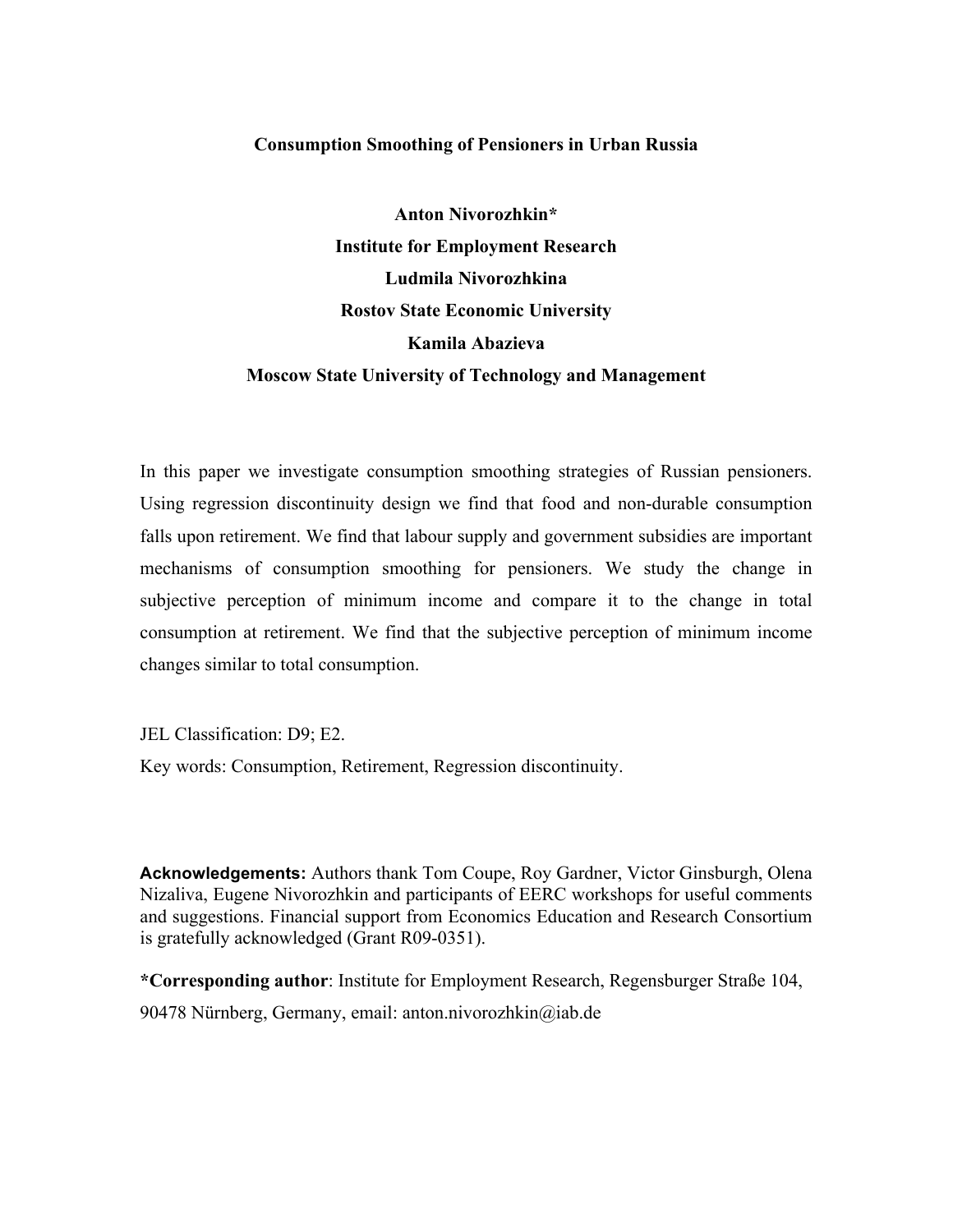# Consumption Smoothing of Pensioners in Urban Russia

**Anton Nivorozhkin***

**Institute for Employment Research**

**Ludmila Nivorozhkina**

**Rostov State Economic University**

**Kamila Abazieva**

**Moscow State University of Technology and Management**

In this paper we investigate consumption smoothing strategies of Russian pensioners. Using regression discontinuity design we find that food and non-durable consumption falls upon retirement. We find that labour supply and government subsidies are important mechanisms of consumption smoothing for pensioners. We study the change in subjective perception of minimum income and compare it to the change in total consumption at retirement. We find that the subjective perception of minimum income changes similar to total consumption.

JEL Classification: D9; E2.

Key words: Consumption, Retirement, Regression discontinuity.

**Acknowledgements:** Authors thank Tom Coupe, Roy Gardner, Victor Ginsburgh, Olena Nizaliva, Eugene Nivorozhkin and participants of EERC workshops for useful comments and suggestions. Financial support from Economics Education and Research Consortium is gratefully acknowledged (Grant R09-0351).

***Corresponding author**: Institute for Employment Research, Regensburger Straße 104, 90478 Nürnberg, Germany, email: anton.nivorozhkin@iab.de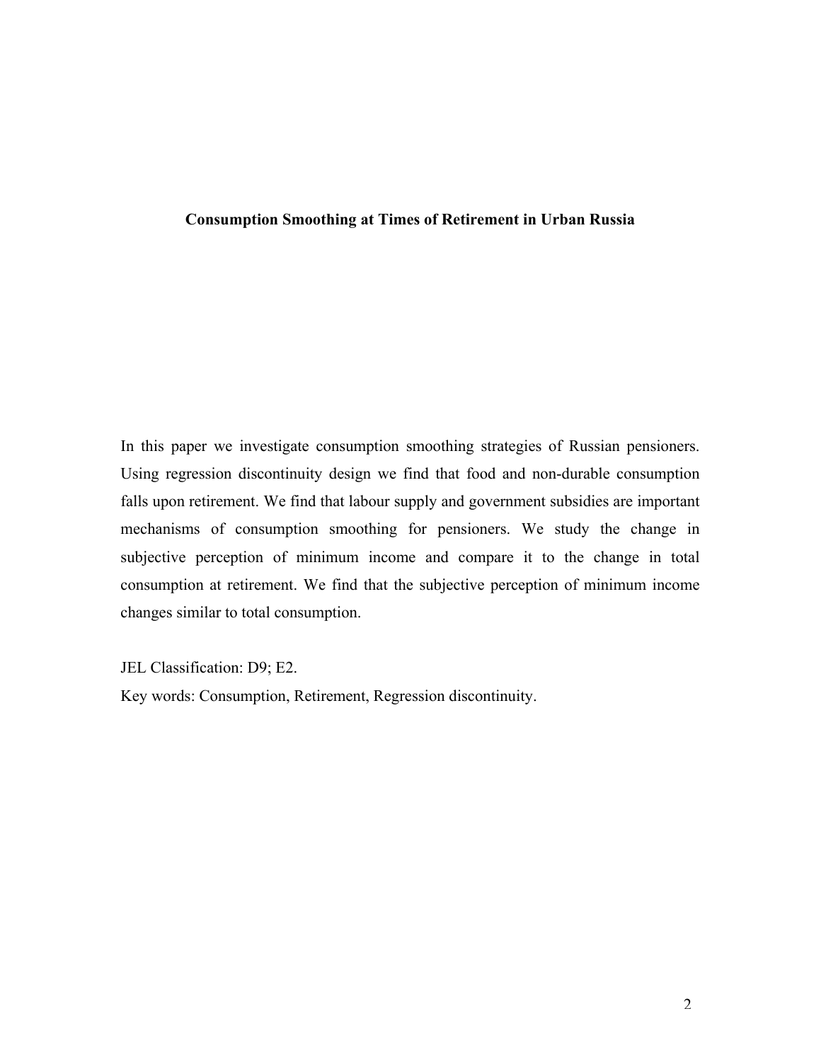**Consumption Smoothing at Times of Retirement in Urban Russia**

In this paper we investigate consumption smoothing strategies of Russian pensioners. Using regression discontinuity design we find that food and non-durable consumption falls upon retirement. We find that labour supply and government subsidies are important mechanisms of consumption smoothing for pensioners. We study the change in subjective perception of minimum income and compare it to the change in total consumption at retirement. We find that the subjective perception of minimum income changes similar to total consumption.

JEL Classification: D9; E2.

Key words: Consumption, Retirement, Regression discontinuity.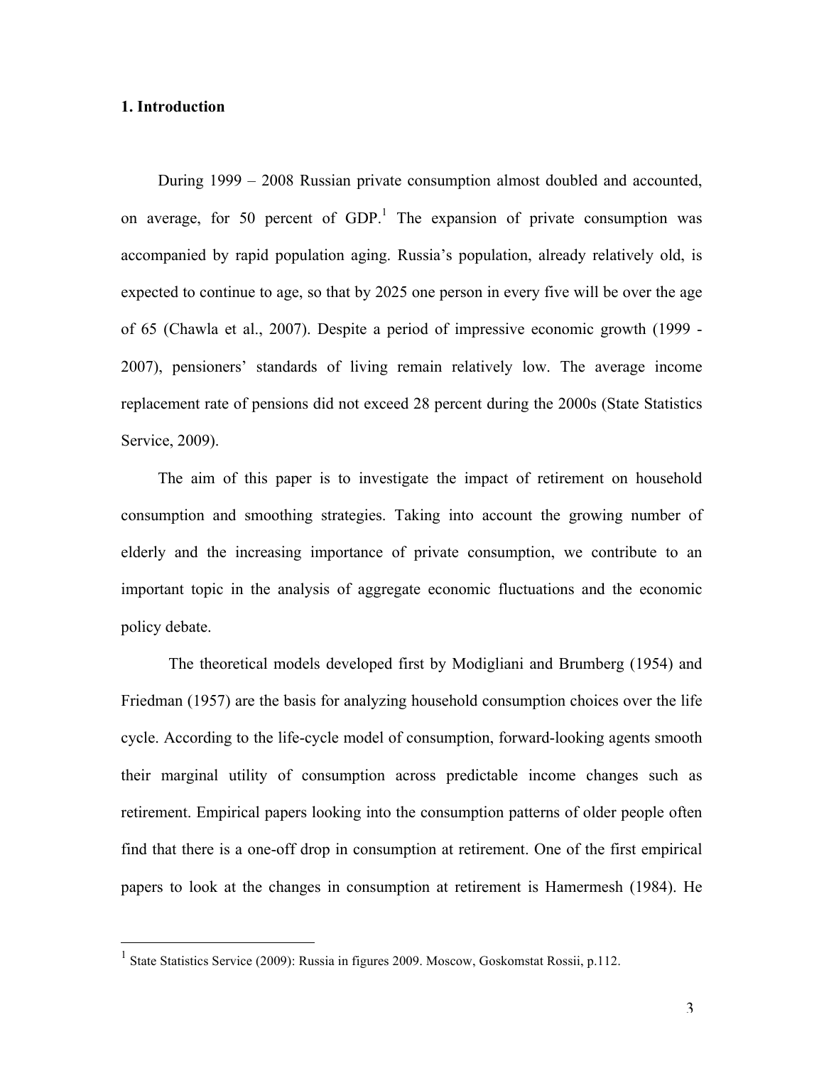## 1. Introduction

During 1999 – 2008 Russian private consumption almost doubled and accounted, on average, for 50 percent of GDP.[1] The expansion of private consumption was accompanied by rapid population aging. Russia's population, already relatively old, is expected to continue to age, so that by 2025 one person in every five will be over the age of 65 (Chawla et al., 2007). Despite a period of impressive economic growth (1999 - 2007), pensioners' standards of living remain relatively low. The average income replacement rate of pensions did not exceed 28 percent during the 2000s (State Statistics Service, 2009).

The aim of this paper is to investigate the impact of retirement on household consumption and smoothing strategies. Taking into account the growing number of elderly and the increasing importance of private consumption, we contribute to an important topic in the analysis of aggregate economic fluctuations and the economic policy debate.

The theoretical models developed first by Modigliani and Brumberg (1954) and Friedman (1957) are the basis for analyzing household consumption choices over the life cycle. According to the life-cycle model of consumption, forward-looking agents smooth their marginal utility of consumption across predictable income changes such as retirement. Empirical papers looking into the consumption patterns of older people often find that there is a one-off drop in consumption at retirement. One of the first empirical papers to look at the changes in consumption at retirement is Hamermesh (1984). He

[1] State Statistics Service (2009): Russia in figures 2009. Moscow, Goskomstat Rossii, p.112.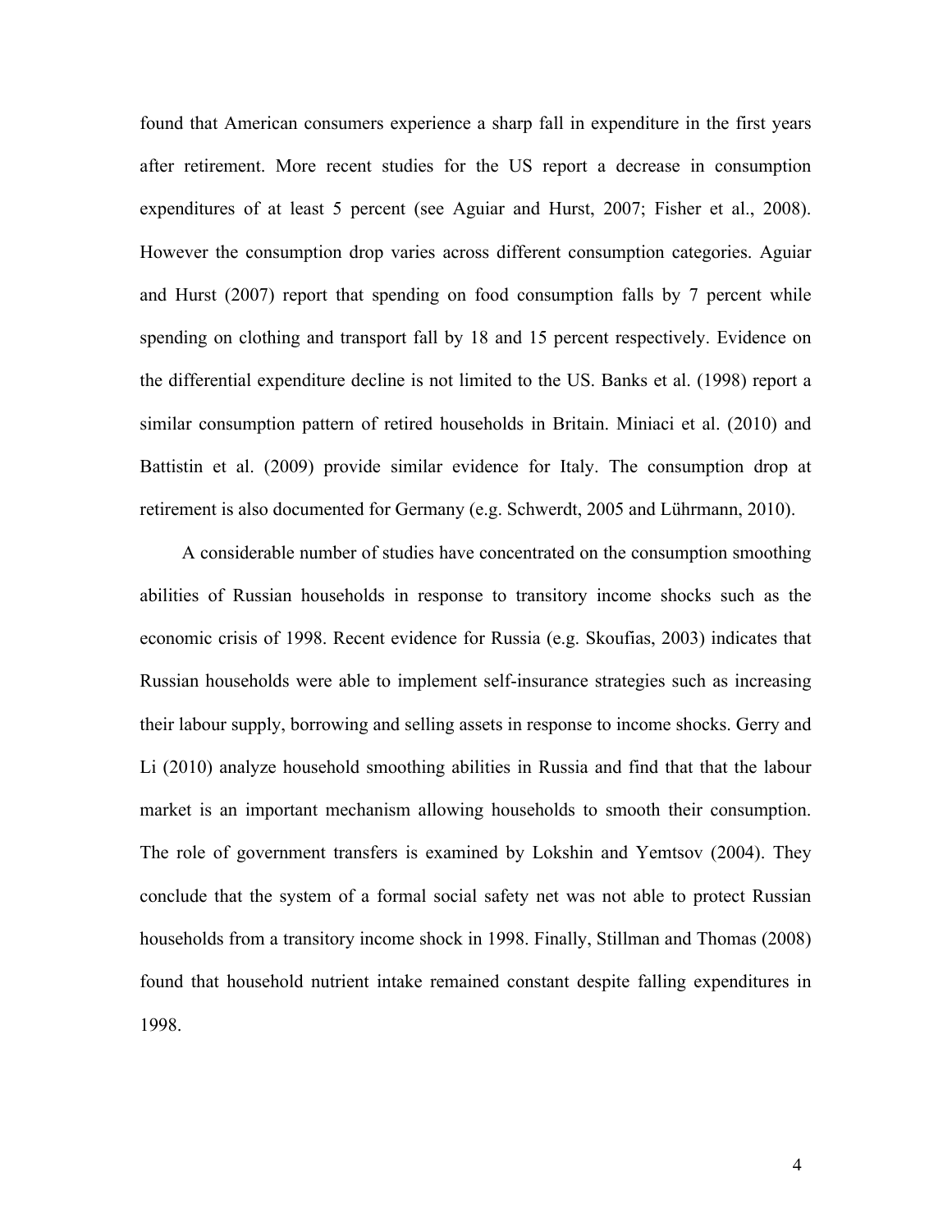found that American consumers experience a sharp fall in expenditure in the first years after retirement. More recent studies for the US report a decrease in consumption expenditures of at least 5 percent (see Aguiar and Hurst, 2007; Fisher et al., 2008). However the consumption drop varies across different consumption categories. Aguiar and Hurst (2007) report that spending on food consumption falls by 7 percent while spending on clothing and transport fall by 18 and 15 percent respectively. Evidence on the differential expenditure decline is not limited to the US. Banks et al. (1998) report a similar consumption pattern of retired households in Britain. Miniaci et al. (2010) and Battistin et al. (2009) provide similar evidence for Italy. The consumption drop at retirement is also documented for Germany (e.g. Schwerdt, 2005 and Lührmann, 2010).

A considerable number of studies have concentrated on the consumption smoothing abilities of Russian households in response to transitory income shocks such as the economic crisis of 1998. Recent evidence for Russia (e.g. Skoufias, 2003) indicates that Russian households were able to implement self-insurance strategies such as increasing their labour supply, borrowing and selling assets in response to income shocks. Gerry and Li (2010) analyze household smoothing abilities in Russia and find that that the labour market is an important mechanism allowing households to smooth their consumption. The role of government transfers is examined by Lokshin and Yemtsov (2004). They conclude that the system of a formal social safety net was not able to protect Russian households from a transitory income shock in 1998. Finally, Stillman and Thomas (2008) found that household nutrient intake remained constant despite falling expenditures in 1998.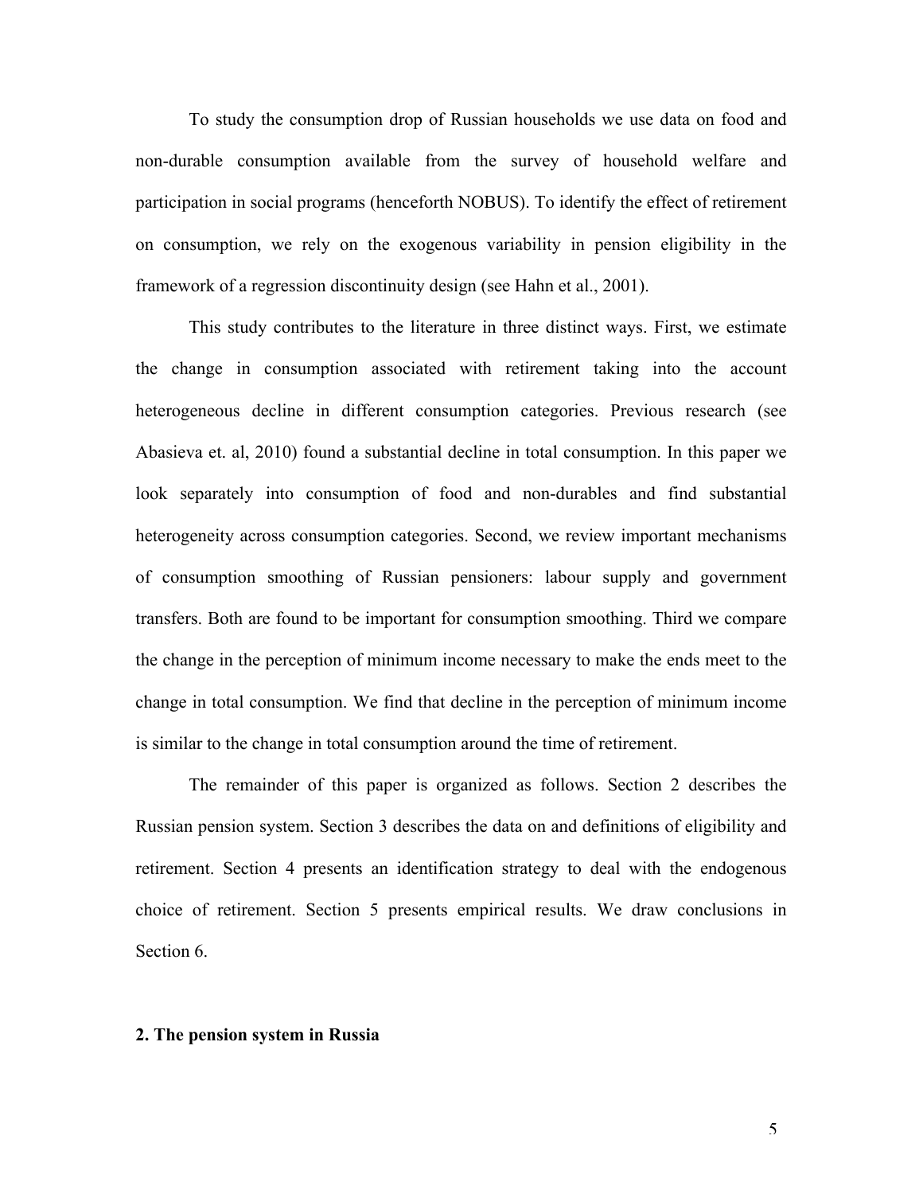To study the consumption drop of Russian households we use data on food and non-durable consumption available from the survey of household welfare and participation in social programs (henceforth NOBUS). To identify the effect of retirement on consumption, we rely on the exogenous variability in pension eligibility in the framework of a regression discontinuity design (see Hahn et al., 2001).

This study contributes to the literature in three distinct ways. First, we estimate the change in consumption associated with retirement taking into the account heterogeneous decline in different consumption categories. Previous research (see Abasieva et. al, 2010) found a substantial decline in total consumption. In this paper we look separately into consumption of food and non-durables and find substantial heterogeneity across consumption categories. Second, we review important mechanisms of consumption smoothing of Russian pensioners: labour supply and government transfers. Both are found to be important for consumption smoothing. Third we compare the change in the perception of minimum income necessary to make the ends meet to the change in total consumption. We find that decline in the perception of minimum income is similar to the change in total consumption around the time of retirement.

The remainder of this paper is organized as follows. Section 2 describes the Russian pension system. Section 3 describes the data on and definitions of eligibility and retirement. Section 4 presents an identification strategy to deal with the endogenous choice of retirement. Section 5 presents empirical results. We draw conclusions in Section 6.

## 2. The pension system in Russia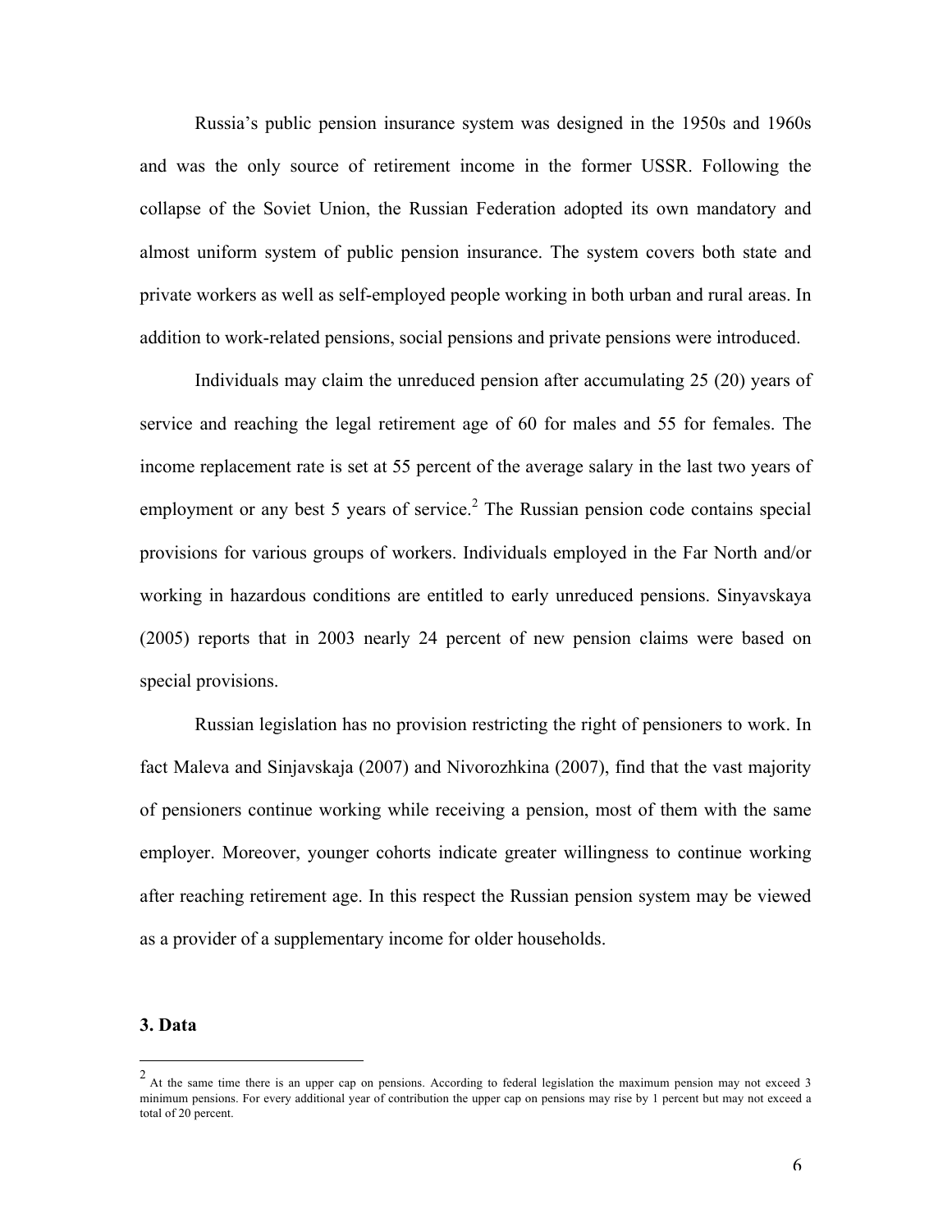Russia's public pension insurance system was designed in the 1950s and 1960s and was the only source of retirement income in the former USSR. Following the collapse of the Soviet Union, the Russian Federation adopted its own mandatory and almost uniform system of public pension insurance. The system covers both state and private workers as well as self-employed people working in both urban and rural areas. In addition to work-related pensions, social pensions and private pensions were introduced.

Individuals may claim the unreduced pension after accumulating 25 (20) years of service and reaching the legal retirement age of 60 for males and 55 for females. The income replacement rate is set at 55 percent of the average salary in the last two years of employment or any best 5 years of service.[2] The Russian pension code contains special provisions for various groups of workers. Individuals employed in the Far North and/or working in hazardous conditions are entitled to early unreduced pensions. Sinyavskaya (2005) reports that in 2003 nearly 24 percent of new pension claims were based on special provisions.

Russian legislation has no provision restricting the right of pensioners to work. In fact Maleva and Sinjavskaja (2007) and Nivorozhkina (2007), find that the vast majority of pensioners continue working while receiving a pension, most of them with the same employer. Moreover, younger cohorts indicate greater willingness to continue working after reaching retirement age. In this respect the Russian pension system may be viewed as a provider of a supplementary income for older households.

### 3. Data

[2] At the same time there is an upper cap on pensions. According to federal legislation the maximum pension may not exceed 3 minimum pensions. For every additional year of contribution the upper cap on pensions may rise by 1 percent but may not exceed a total of 20 percent.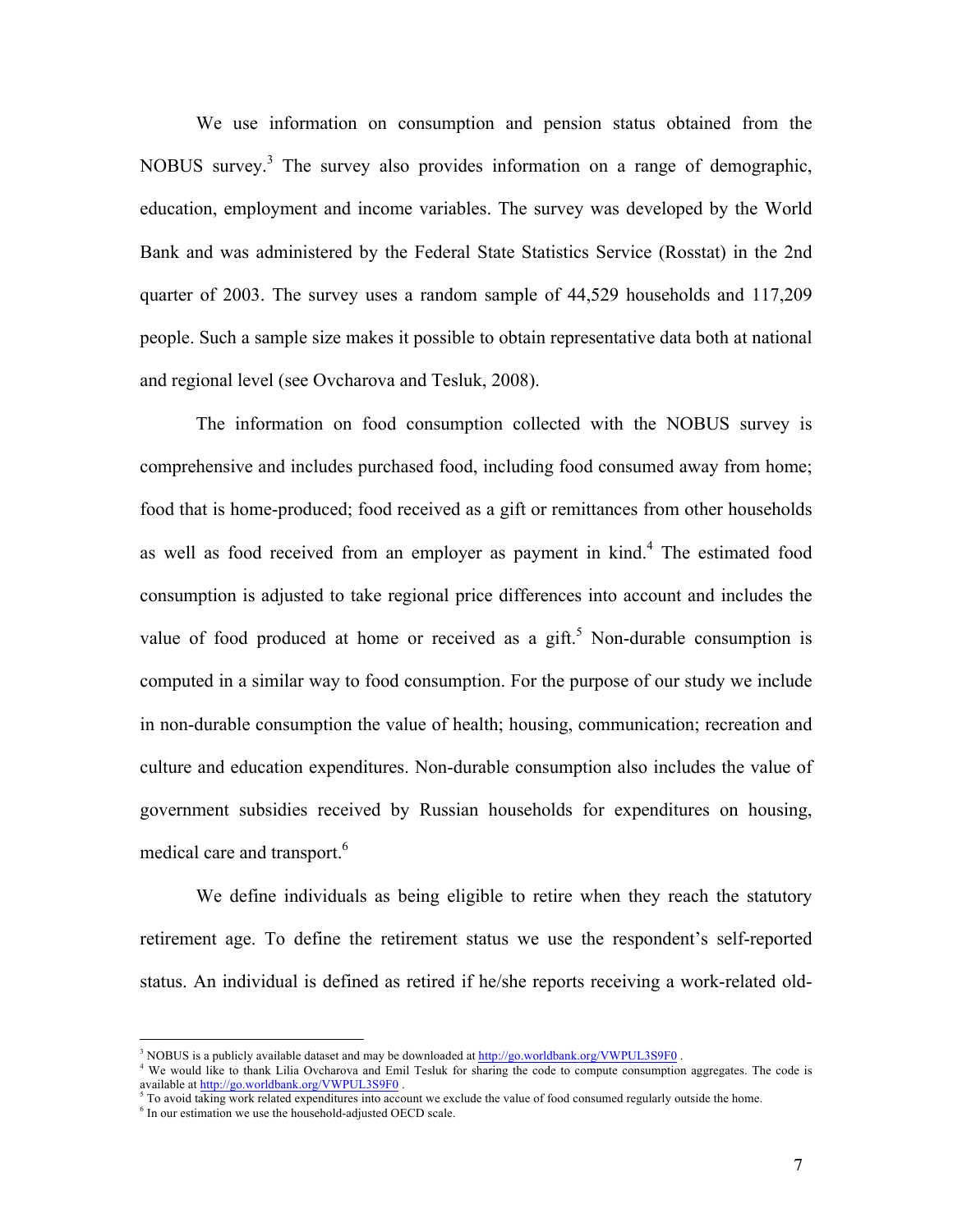We use information on consumption and pension status obtained from the NOBUS survey.[3] The survey also provides information on a range of demographic, education, employment and income variables. The survey was developed by the World Bank and was administered by the Federal State Statistics Service (Rosstat) in the 2nd quarter of 2003. The survey uses a random sample of 44,529 households and 117,209 people. Such a sample size makes it possible to obtain representative data both at national and regional level (see Ovcharova and Tesluk, 2008).

The information on food consumption collected with the NOBUS survey is comprehensive and includes purchased food, including food consumed away from home; food that is home-produced; food received as a gift or remittances from other households as well as food received from an employer as payment in kind.[4] The estimated food consumption is adjusted to take regional price differences into account and includes the value of food produced at home or received as a gift.[5] Non-durable consumption is computed in a similar way to food consumption. For the purpose of our study we include in non-durable consumption the value of health; housing, communication; recreation and culture and education expenditures. Non-durable consumption also includes the value of government subsidies received by Russian households for expenditures on housing, medical care and transport.[6]

We define individuals as being eligible to retire when they reach the statutory retirement age. To define the retirement status we use the respondent's self-reported status. An individual is defined as retired if he/she reports receiving a work-related old-

---

[3] NOBUS is a publicly available dataset and may be downloaded at http://go.worldbank.org/VWPUL3S9F0 .

[4] We would like to thank Lilia Ovcharova and Emil Tesluk for sharing the code to compute consumption aggregates. The code is available at http://go.worldbank.org/VWPUL3S9F0 .

[5] To avoid taking work related expenditures into account we exclude the value of food consumed regularly outside the home.

[6] In our estimation we use the household-adjusted OECD scale.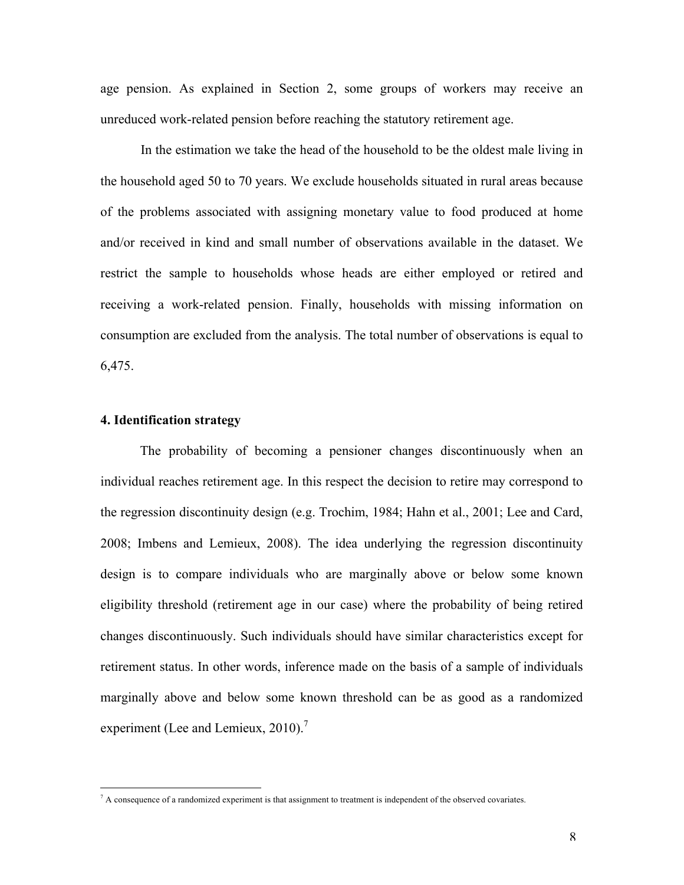age pension. As explained in Section 2, some groups of workers may receive an unreduced work-related pension before reaching the statutory retirement age.

In the estimation we take the head of the household to be the oldest male living in the household aged 50 to 70 years. We exclude households situated in rural areas because of the problems associated with assigning monetary value to food produced at home and/or received in kind and small number of observations available in the dataset. We restrict the sample to households whose heads are either employed or retired and receiving a work-related pension. Finally, households with missing information on consumption are excluded from the analysis. The total number of observations is equal to 6,475.

## 4. Identification strategy

The probability of becoming a pensioner changes discontinuously when an individual reaches retirement age. In this respect the decision to retire may correspond to the regression discontinuity design (e.g. Trochim, 1984; Hahn et al., 2001; Lee and Card, 2008; Imbens and Lemieux, 2008). The idea underlying the regression discontinuity design is to compare individuals who are marginally above or below some known eligibility threshold (retirement age in our case) where the probability of being retired changes discontinuously. Such individuals should have similar characteristics except for retirement status. In other words, inference made on the basis of a sample of individuals marginally above and below some known threshold can be as good as a randomized experiment (Lee and Lemieux, 2010).[7]

[7] A consequence of a randomized experiment is that assignment to treatment is independent of the observed covariates.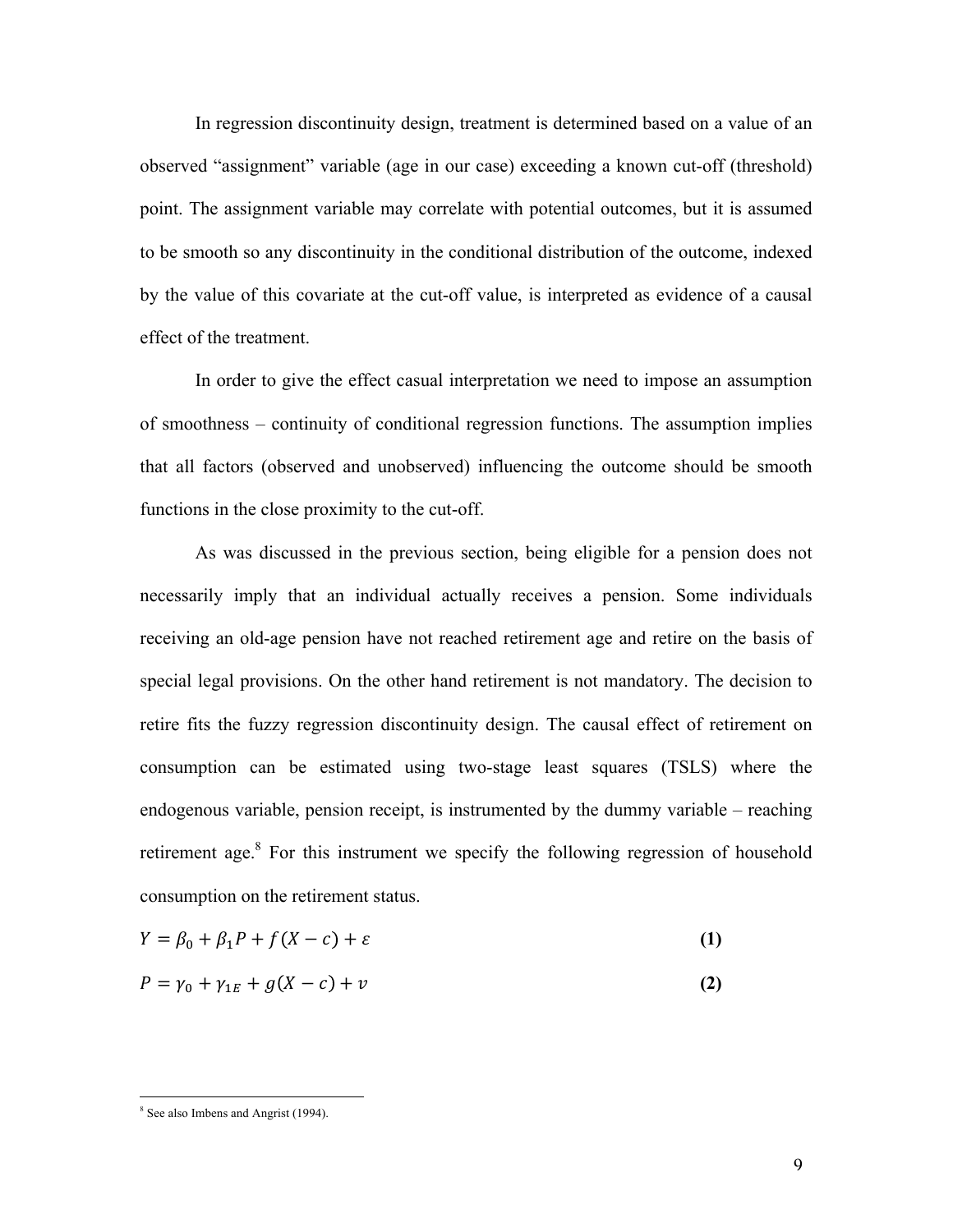In regression discontinuity design, treatment is determined based on a value of an observed "assignment" variable (age in our case) exceeding a known cut-off (threshold) point. The assignment variable may correlate with potential outcomes, but it is assumed to be smooth so any discontinuity in the conditional distribution of the outcome, indexed by the value of this covariate at the cut-off value, is interpreted as evidence of a causal effect of the treatment.

In order to give the effect casual interpretation we need to impose an assumption of smoothness – continuity of conditional regression functions. The assumption implies that all factors (observed and unobserved) influencing the outcome should be smooth functions in the close proximity to the cut-off.

As was discussed in the previous section, being eligible for a pension does not necessarily imply that an individual actually receives a pension. Some individuals receiving an old-age pension have not reached retirement age and retire on the basis of special legal provisions. On the other hand retirement is not mandatory. The decision to retire fits the fuzzy regression discontinuity design. The causal effect of retirement on consumption can be estimated using two-stage least squares (TSLS) where the endogenous variable, pension receipt, is instrumented by the dummy variable – reaching retirement age.[8] For this instrument we specify the following regression of household consumption on the retirement status.

$$Y = \beta_0 + \beta_1 P + f(X - c) + \varepsilon \quad \textbf{(1)}$$

$$P = \gamma_0 + \gamma_{1E} + g(X - c) + v \quad \textbf{(2)}$$

[8] See also Imbens and Angrist (1994).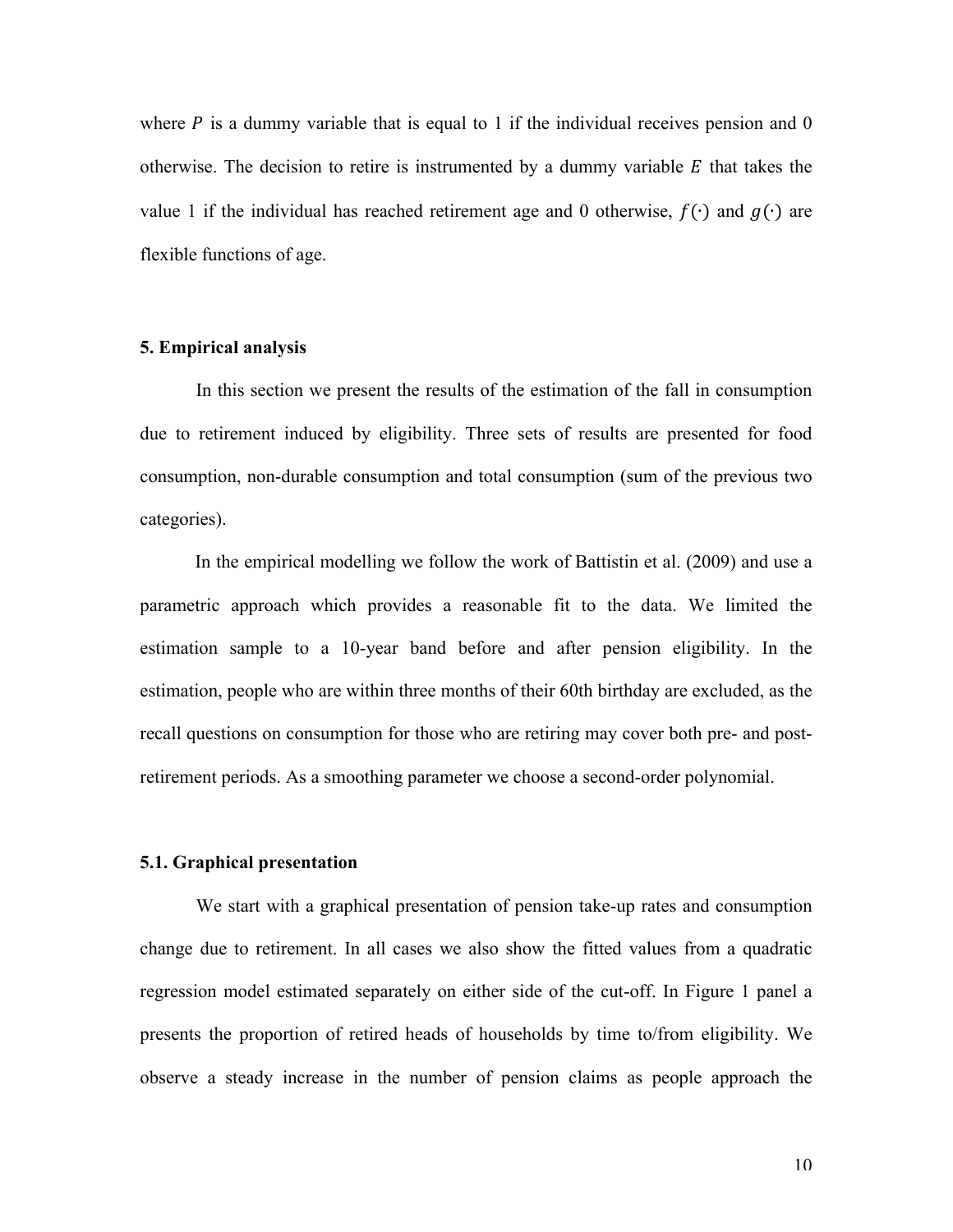where $P$ is a dummy variable that is equal to 1 if the individual receives pension and 0 otherwise. The decision to retire is instrumented by a dummy variable $E$ that takes the value 1 if the individual has reached retirement age and 0 otherwise, $f(\cdot)$ and $g(\cdot)$ are flexible functions of age.

## 5. Empirical analysis

In this section we present the results of the estimation of the fall in consumption due to retirement induced by eligibility. Three sets of results are presented for food consumption, non-durable consumption and total consumption (sum of the previous two categories).

In the empirical modelling we follow the work of Battistin et al. (2009) and use a parametric approach which provides a reasonable fit to the data. We limited the estimation sample to a 10-year band before and after pension eligibility. In the estimation, people who are within three months of their 60th birthday are excluded, as the recall questions on consumption for those who are retiring may cover both pre- and post-retirement periods. As a smoothing parameter we choose a second-order polynomial.

### 5.1. Graphical presentation

We start with a graphical presentation of pension take-up rates and consumption change due to retirement. In all cases we also show the fitted values from a quadratic regression model estimated separately on either side of the cut-off. In Figure 1 panel a presents the proportion of retired heads of households by time to/from eligibility. We observe a steady increase in the number of pension claims as people approach the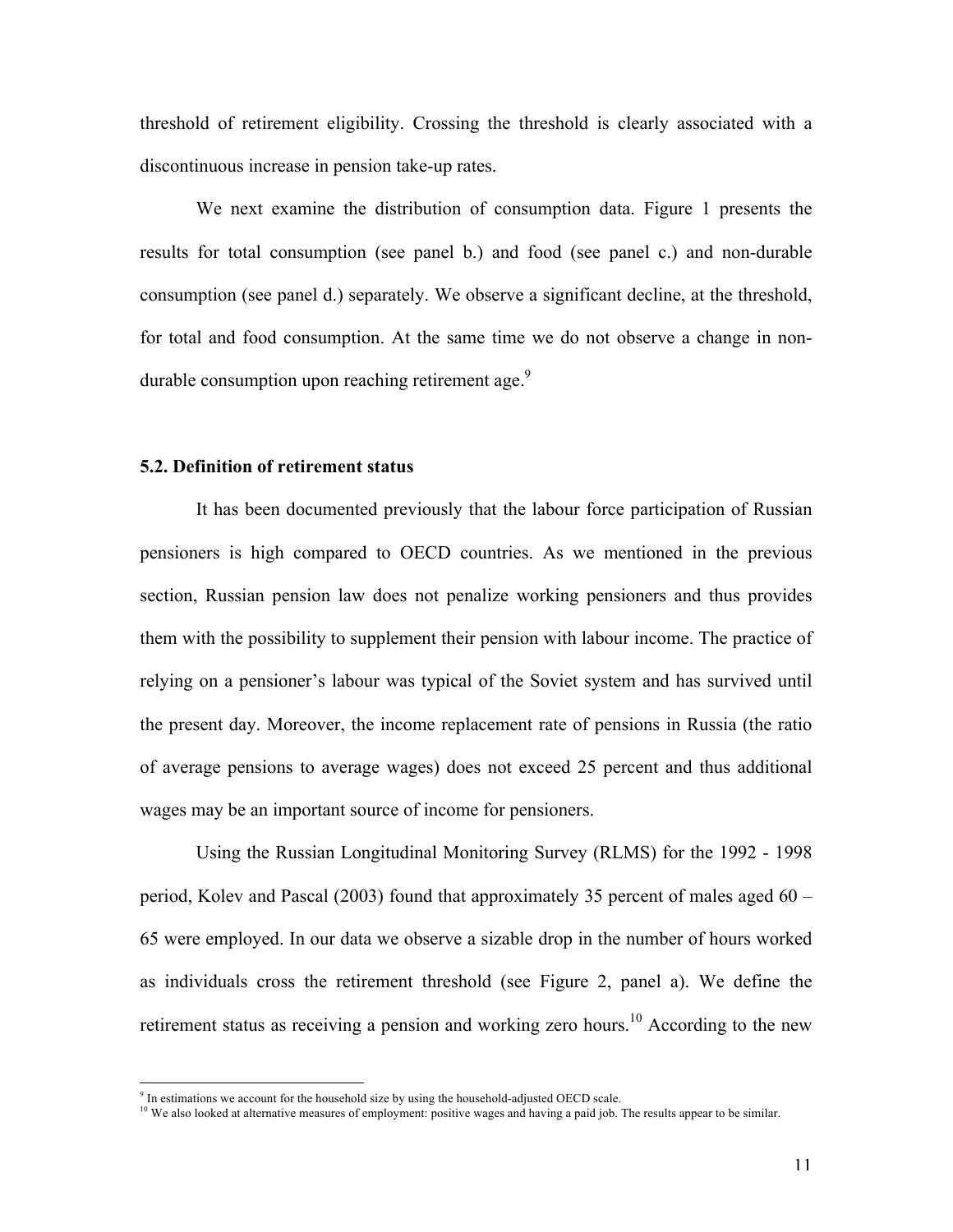threshold of retirement eligibility. Crossing the threshold is clearly associated with a discontinuous increase in pension take-up rates.

We next examine the distribution of consumption data. Figure 1 presents the results for total consumption (see panel b.) and food (see panel c.) and non-durable consumption (see panel d.) separately. We observe a significant decline, at the threshold, for total and food consumption. At the same time we do not observe a change in non-durable consumption upon reaching retirement age.[9]

### 5.2. Definition of retirement status

It has been documented previously that the labour force participation of Russian pensioners is high compared to OECD countries. As we mentioned in the previous section, Russian pension law does not penalize working pensioners and thus provides them with the possibility to supplement their pension with labour income. The practice of relying on a pensioner's labour was typical of the Soviet system and has survived until the present day. Moreover, the income replacement rate of pensions in Russia (the ratio of average pensions to average wages) does not exceed 25 percent and thus additional wages may be an important source of income for pensioners.

Using the Russian Longitudinal Monitoring Survey (RLMS) for the 1992 - 1998 period, Kolev and Pascal (2003) found that approximately 35 percent of males aged 60 – 65 were employed. In our data we observe a sizable drop in the number of hours worked as individuals cross the retirement threshold (see Figure 2, panel a). We define the retirement status as receiving a pension and working zero hours.[10] According to the new

[9] In estimations we account for the household size by using the household-adjusted OECD scale.

[10] We also looked at alternative measures of employment: positive wages and having a paid job. The results appear to be similar.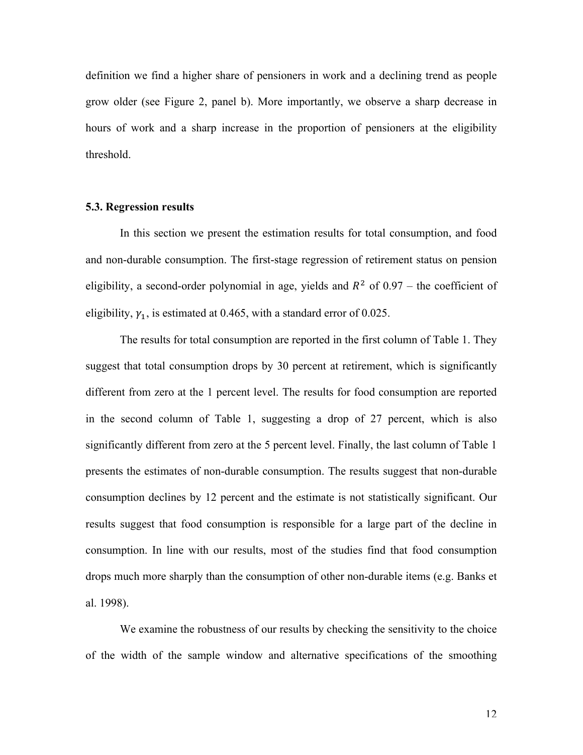definition we find a higher share of pensioners in work and a declining trend as people grow older (see Figure 2, panel b). More importantly, we observe a sharp decrease in hours of work and a sharp increase in the proportion of pensioners at the eligibility threshold.

### 5.3. Regression results

In this section we present the estimation results for total consumption, and food and non-durable consumption. The first-stage regression of retirement status on pension eligibility, a second-order polynomial in age, yields and $R^2$ of 0.97 – the coefficient of eligibility, $\gamma_1$, is estimated at 0.465, with a standard error of 0.025.

The results for total consumption are reported in the first column of Table 1. They suggest that total consumption drops by 30 percent at retirement, which is significantly different from zero at the 1 percent level. The results for food consumption are reported in the second column of Table 1, suggesting a drop of 27 percent, which is also significantly different from zero at the 5 percent level. Finally, the last column of Table 1 presents the estimates of non-durable consumption. The results suggest that non-durable consumption declines by 12 percent and the estimate is not statistically significant. Our results suggest that food consumption is responsible for a large part of the decline in consumption. In line with our results, most of the studies find that food consumption drops much more sharply than the consumption of other non-durable items (e.g. Banks et al. 1998).

We examine the robustness of our results by checking the sensitivity to the choice of the width of the sample window and alternative specifications of the smoothing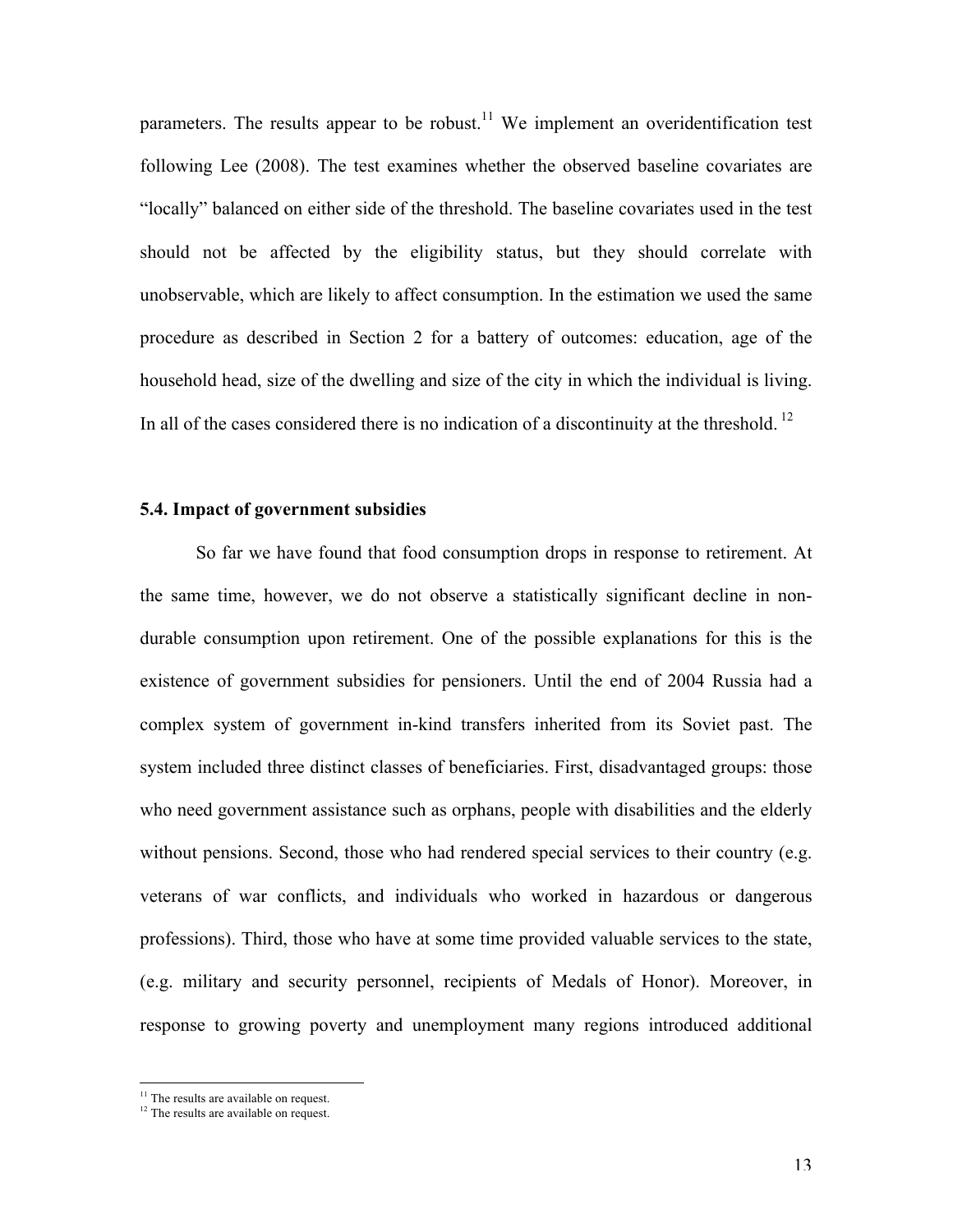parameters. The results appear to be robust.[11] We implement an overidentification test following Lee (2008). The test examines whether the observed baseline covariates are "locally" balanced on either side of the threshold. The baseline covariates used in the test should not be affected by the eligibility status, but they should correlate with unobservable, which are likely to affect consumption. In the estimation we used the same procedure as described in Section 2 for a battery of outcomes: education, age of the household head, size of the dwelling and size of the city in which the individual is living. In all of the cases considered there is no indication of a discontinuity at the threshold.[12]

### 5.4. Impact of government subsidies

So far we have found that food consumption drops in response to retirement. At the same time, however, we do not observe a statistically significant decline in non-durable consumption upon retirement. One of the possible explanations for this is the existence of government subsidies for pensioners. Until the end of 2004 Russia had a complex system of government in-kind transfers inherited from its Soviet past. The system included three distinct classes of beneficiaries. First, disadvantaged groups: those who need government assistance such as orphans, people with disabilities and the elderly without pensions. Second, those who had rendered special services to their country (e.g. veterans of war conflicts, and individuals who worked in hazardous or dangerous professions). Third, those who have at some time provided valuable services to the state, (e.g. military and security personnel, recipients of Medals of Honor). Moreover, in response to growing poverty and unemployment many regions introduced additional

---

[11] The results are available on request.

[12] The results are available on request.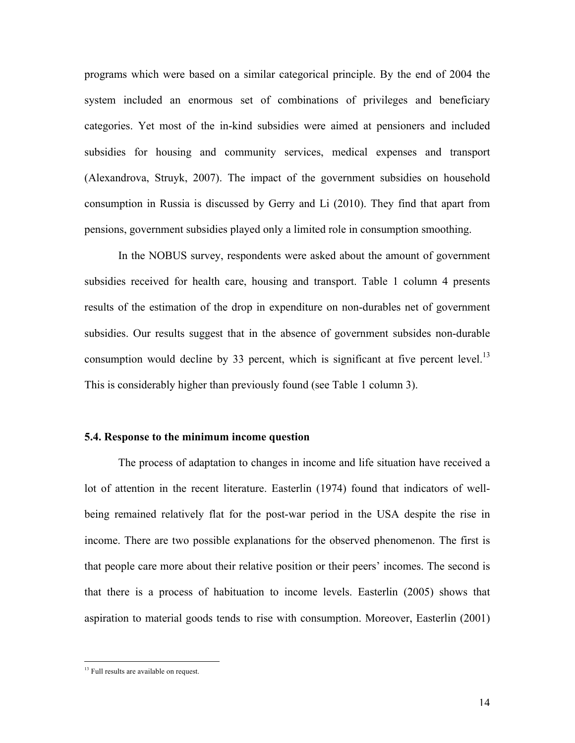programs which were based on a similar categorical principle. By the end of 2004 the system included an enormous set of combinations of privileges and beneficiary categories. Yet most of the in-kind subsidies were aimed at pensioners and included subsidies for housing and community services, medical expenses and transport (Alexandrova, Struyk, 2007). The impact of the government subsidies on household consumption in Russia is discussed by Gerry and Li (2010). They find that apart from pensions, government subsidies played only a limited role in consumption smoothing.

In the NOBUS survey, respondents were asked about the amount of government subsidies received for health care, housing and transport. Table 1 column 4 presents results of the estimation of the drop in expenditure on non-durables net of government subsidies. Our results suggest that in the absence of government subsides non-durable consumption would decline by 33 percent, which is significant at five percent level.[13] This is considerably higher than previously found (see Table 1 column 3).

### 5.4. Response to the minimum income question

The process of adaptation to changes in income and life situation have received a lot of attention in the recent literature. Easterlin (1974) found that indicators of well-being remained relatively flat for the post-war period in the USA despite the rise in income. There are two possible explanations for the observed phenomenon. The first is that people care more about their relative position or their peers' incomes. The second is that there is a process of habituation to income levels. Easterlin (2005) shows that aspiration to material goods tends to rise with consumption. Moreover, Easterlin (2001)

[13] Full results are available on request.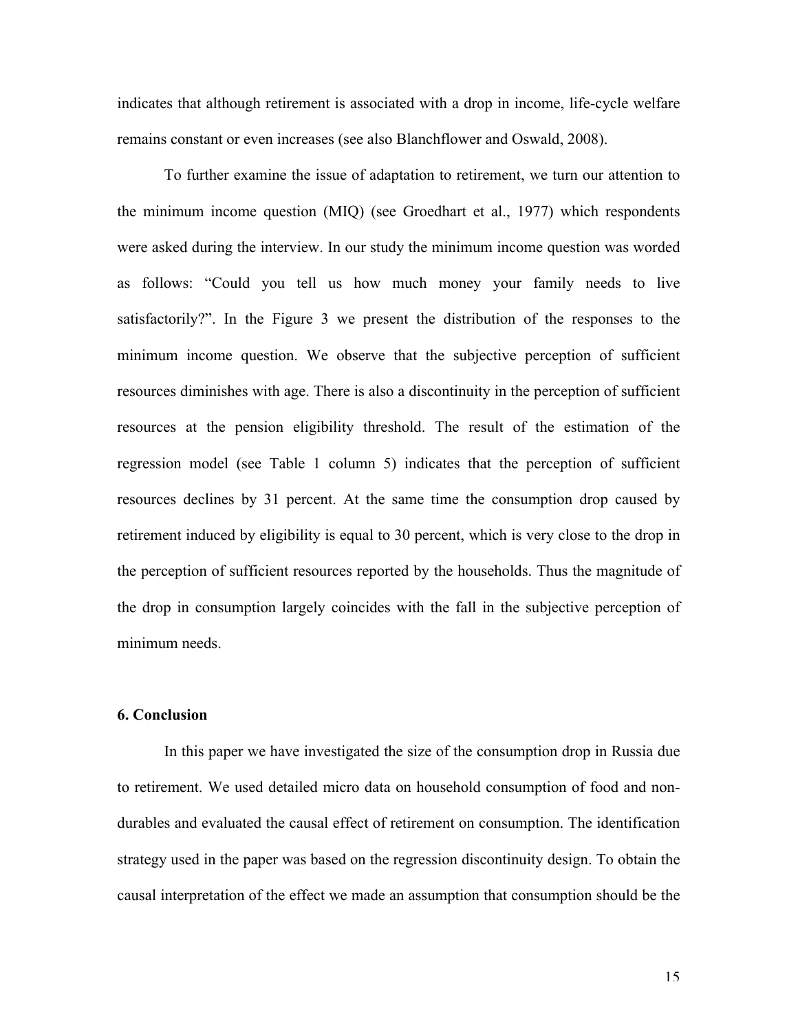indicates that although retirement is associated with a drop in income, life-cycle welfare remains constant or even increases (see also Blanchflower and Oswald, 2008).

To further examine the issue of adaptation to retirement, we turn our attention to the minimum income question (MIQ) (see Groedhart et al., 1977) which respondents were asked during the interview. In our study the minimum income question was worded as follows: "Could you tell us how much money your family needs to live satisfactorily?". In the Figure 3 we present the distribution of the responses to the minimum income question. We observe that the subjective perception of sufficient resources diminishes with age. There is also a discontinuity in the perception of sufficient resources at the pension eligibility threshold. The result of the estimation of the regression model (see Table 1 column 5) indicates that the perception of sufficient resources declines by 31 percent. At the same time the consumption drop caused by retirement induced by eligibility is equal to 30 percent, which is very close to the drop in the perception of sufficient resources reported by the households. Thus the magnitude of the drop in consumption largely coincides with the fall in the subjective perception of minimum needs.

## 6. Conclusion

In this paper we have investigated the size of the consumption drop in Russia due to retirement. We used detailed micro data on household consumption of food and non-durables and evaluated the causal effect of retirement on consumption. The identification strategy used in the paper was based on the regression discontinuity design. To obtain the causal interpretation of the effect we made an assumption that consumption should be the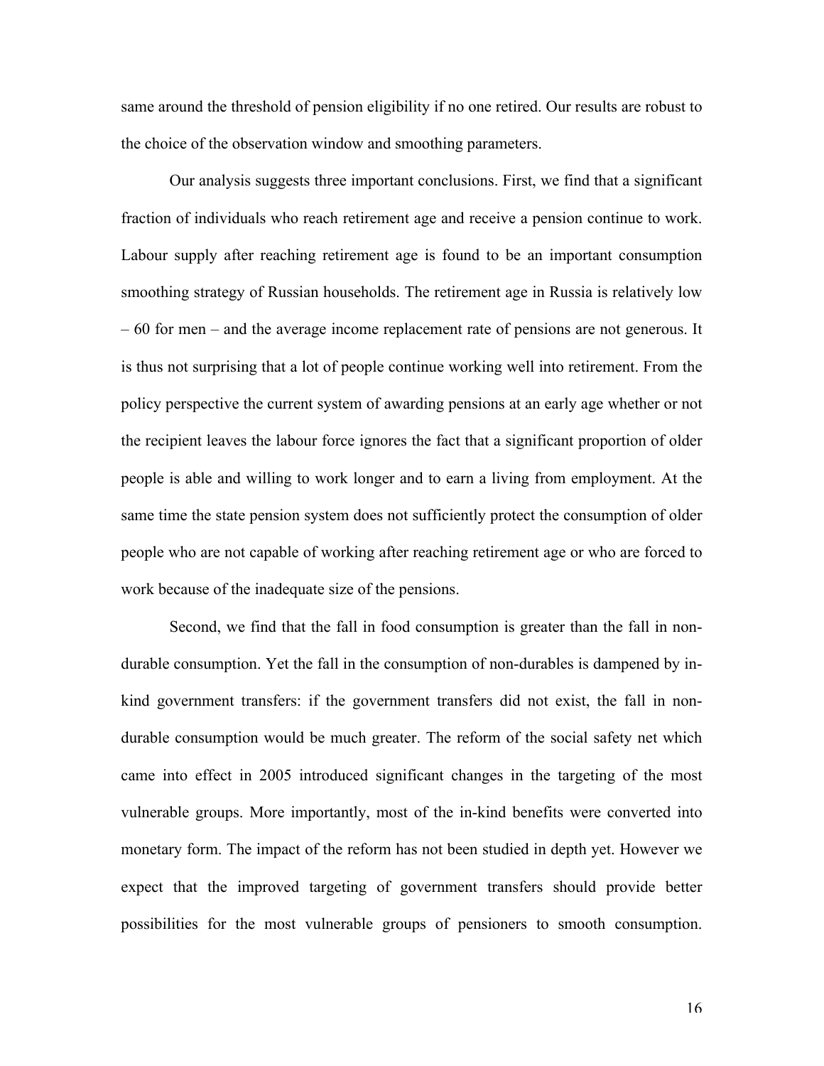same around the threshold of pension eligibility if no one retired. Our results are robust to the choice of the observation window and smoothing parameters.

Our analysis suggests three important conclusions. First, we find that a significant fraction of individuals who reach retirement age and receive a pension continue to work. Labour supply after reaching retirement age is found to be an important consumption smoothing strategy of Russian households. The retirement age in Russia is relatively low – 60 for men – and the average income replacement rate of pensions are not generous. It is thus not surprising that a lot of people continue working well into retirement. From the policy perspective the current system of awarding pensions at an early age whether or not the recipient leaves the labour force ignores the fact that a significant proportion of older people is able and willing to work longer and to earn a living from employment. At the same time the state pension system does not sufficiently protect the consumption of older people who are not capable of working after reaching retirement age or who are forced to work because of the inadequate size of the pensions.

Second, we find that the fall in food consumption is greater than the fall in non-durable consumption. Yet the fall in the consumption of non-durables is dampened by in-kind government transfers: if the government transfers did not exist, the fall in non-durable consumption would be much greater. The reform of the social safety net which came into effect in 2005 introduced significant changes in the targeting of the most vulnerable groups. More importantly, most of the in-kind benefits were converted into monetary form. The impact of the reform has not been studied in depth yet. However we expect that the improved targeting of government transfers should provide better possibilities for the most vulnerable groups of pensioners to smooth consumption.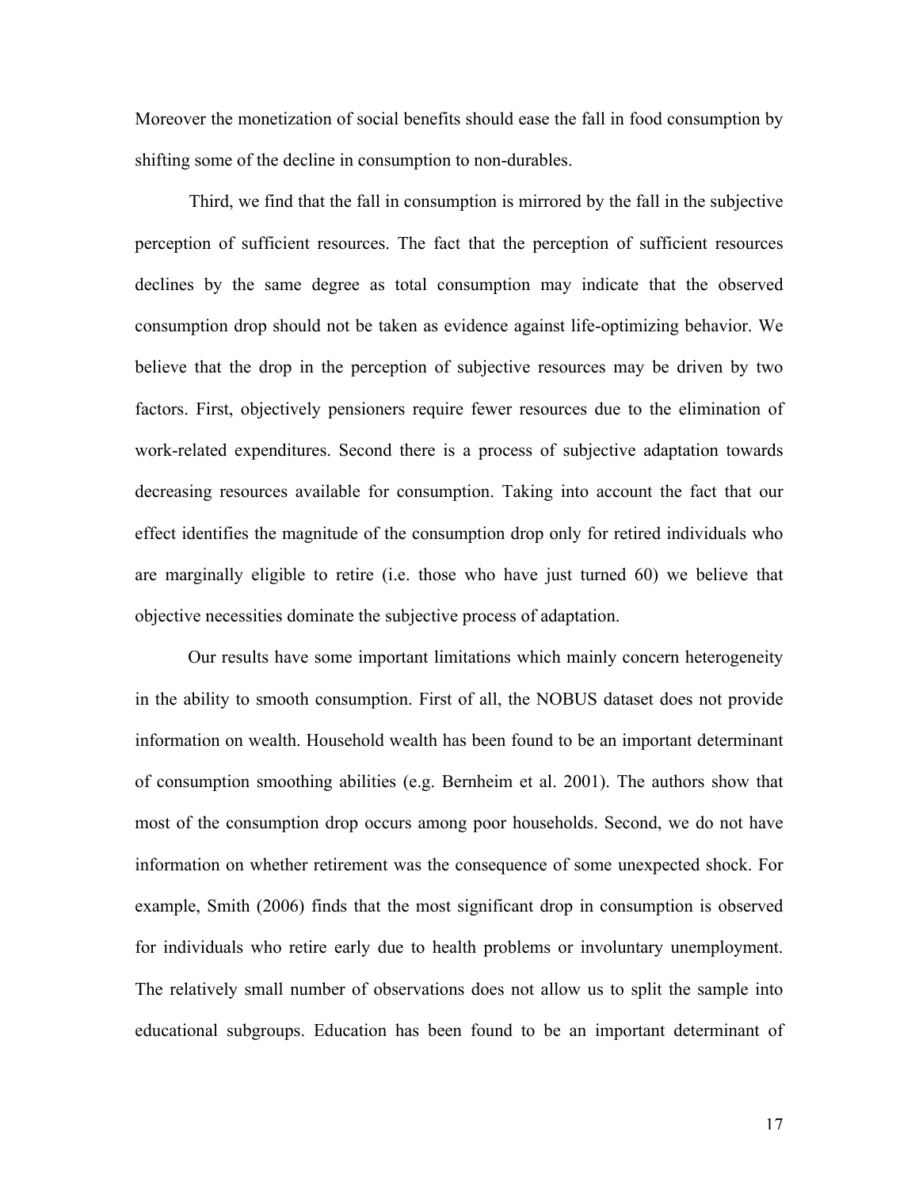Moreover the monetization of social benefits should ease the fall in food consumption by shifting some of the decline in consumption to non-durables.

Third, we find that the fall in consumption is mirrored by the fall in the subjective perception of sufficient resources. The fact that the perception of sufficient resources declines by the same degree as total consumption may indicate that the observed consumption drop should not be taken as evidence against life-optimizing behavior. We believe that the drop in the perception of subjective resources may be driven by two factors. First, objectively pensioners require fewer resources due to the elimination of work-related expenditures. Second there is a process of subjective adaptation towards decreasing resources available for consumption. Taking into account the fact that our effect identifies the magnitude of the consumption drop only for retired individuals who are marginally eligible to retire (i.e. those who have just turned 60) we believe that objective necessities dominate the subjective process of adaptation.

Our results have some important limitations which mainly concern heterogeneity in the ability to smooth consumption. First of all, the NOBUS dataset does not provide information on wealth. Household wealth has been found to be an important determinant of consumption smoothing abilities (e.g. Bernheim et al. 2001). The authors show that most of the consumption drop occurs among poor households. Second, we do not have information on whether retirement was the consequence of some unexpected shock. For example, Smith (2006) finds that the most significant drop in consumption is observed for individuals who retire early due to health problems or involuntary unemployment. The relatively small number of observations does not allow us to split the sample into educational subgroups. Education has been found to be an important determinant of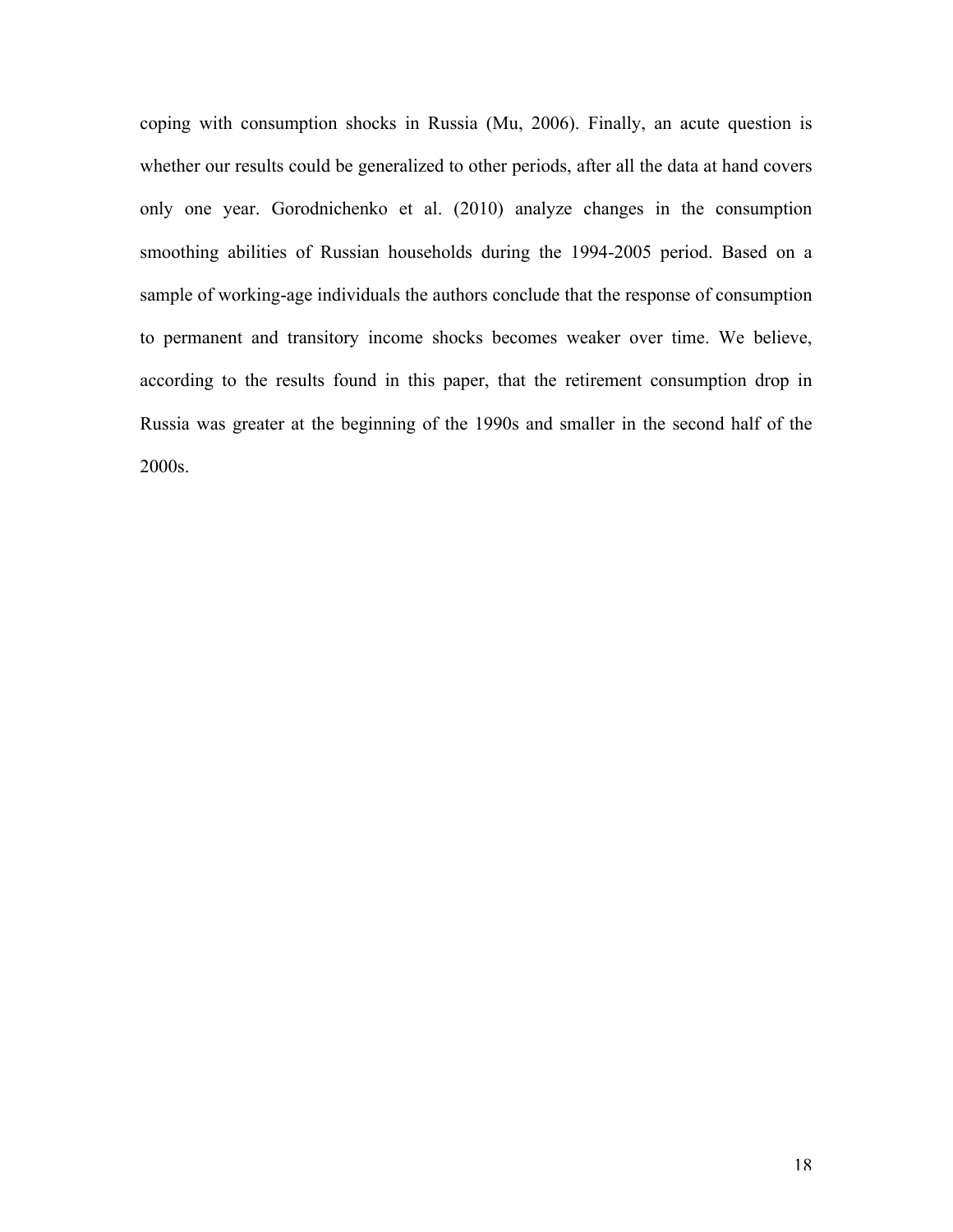coping with consumption shocks in Russia (Mu, 2006). Finally, an acute question is whether our results could be generalized to other periods, after all the data at hand covers only one year. Gorodnichenko et al. (2010) analyze changes in the consumption smoothing abilities of Russian households during the 1994-2005 period. Based on a sample of working-age individuals the authors conclude that the response of consumption to permanent and transitory income shocks becomes weaker over time. We believe, according to the results found in this paper, that the retirement consumption drop in Russia was greater at the beginning of the 1990s and smaller in the second half of the 2000s.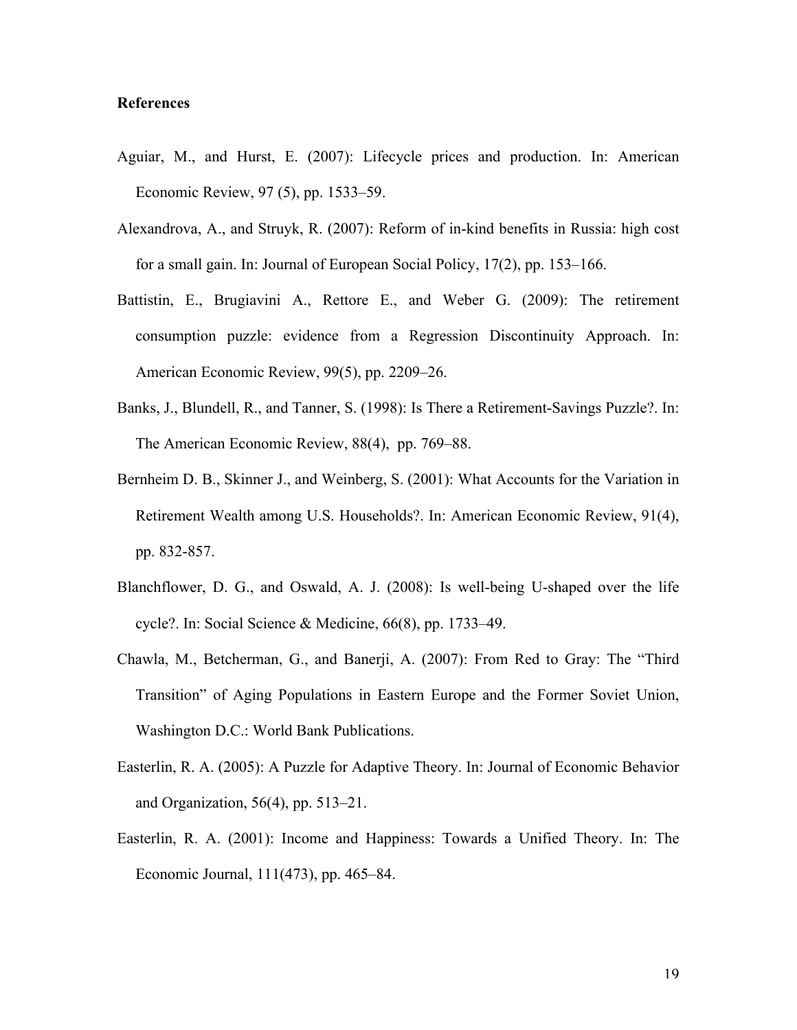**References**

Aguiar, M., and Hurst, E. (2007): Lifecycle prices and production. In: American Economic Review, 97 (5), pp. 1533–59.

Alexandrova, A., and Struyk, R. (2007): Reform of in-kind benefits in Russia: high cost for a small gain. In: Journal of European Social Policy, 17(2), pp. 153–166.

Battistin, E., Brugiavini A., Rettore E., and Weber G. (2009): The retirement consumption puzzle: evidence from a Regression Discontinuity Approach. In: American Economic Review, 99(5), pp. 2209–26.

Banks, J., Blundell, R., and Tanner, S. (1998): Is There a Retirement-Savings Puzzle?. In: The American Economic Review, 88(4), pp. 769–88.

Bernheim D. B., Skinner J., and Weinberg, S. (2001): What Accounts for the Variation in Retirement Wealth among U.S. Households?. In: American Economic Review, 91(4), pp. 832-857.

Blanchflower, D. G., and Oswald, A. J. (2008): Is well-being U-shaped over the life cycle?. In: Social Science & Medicine, 66(8), pp. 1733–49.

Chawla, M., Betcherman, G., and Banerji, A. (2007): From Red to Gray: The "Third Transition" of Aging Populations in Eastern Europe and the Former Soviet Union, Washington D.C.: World Bank Publications.

Easterlin, R. A. (2005): A Puzzle for Adaptive Theory. In: Journal of Economic Behavior and Organization, 56(4), pp. 513–21.

Easterlin, R. A. (2001): Income and Happiness: Towards a Unified Theory. In: The Economic Journal, 111(473), pp. 465–84.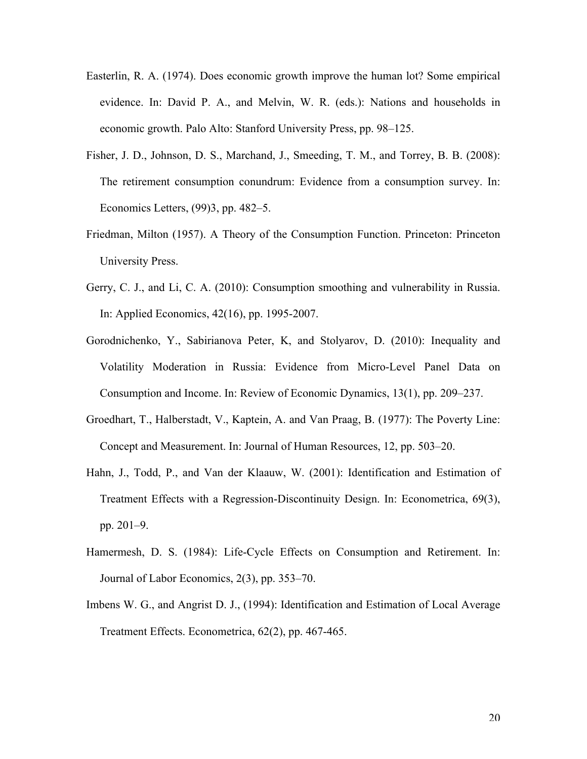Easterlin, R. A. (1974). Does economic growth improve the human lot? Some empirical evidence. In: David P. A., and Melvin, W. R. (eds.): Nations and households in economic growth. Palo Alto: Stanford University Press, pp. 98–125.

Fisher, J. D., Johnson, D. S., Marchand, J., Smeeding, T. M., and Torrey, B. B. (2008): The retirement consumption conundrum: Evidence from a consumption survey. In: Economics Letters, (99)3, pp. 482–5.

Friedman, Milton (1957). A Theory of the Consumption Function. Princeton: Princeton University Press.

Gerry, C. J., and Li, C. A. (2010): Consumption smoothing and vulnerability in Russia. In: Applied Economics, 42(16), pp. 1995-2007.

Gorodnichenko, Y., Sabirianova Peter, K, and Stolyarov, D. (2010): Inequality and Volatility Moderation in Russia: Evidence from Micro-Level Panel Data on Consumption and Income. In: Review of Economic Dynamics, 13(1), pp. 209–237.

Groedhart, T., Halberstadt, V., Kaptein, A. and Van Praag, B. (1977): The Poverty Line: Concept and Measurement. In: Journal of Human Resources, 12, pp. 503–20.

Hahn, J., Todd, P., and Van der Klaauw, W. (2001): Identification and Estimation of Treatment Effects with a Regression-Discontinuity Design. In: Econometrica, 69(3), pp. 201–9.

Hamermesh, D. S. (1984): Life-Cycle Effects on Consumption and Retirement. In: Journal of Labor Economics, 2(3), pp. 353–70.

Imbens W. G., and Angrist D. J., (1994): Identification and Estimation of Local Average Treatment Effects. Econometrica, 62(2), pp. 467-465.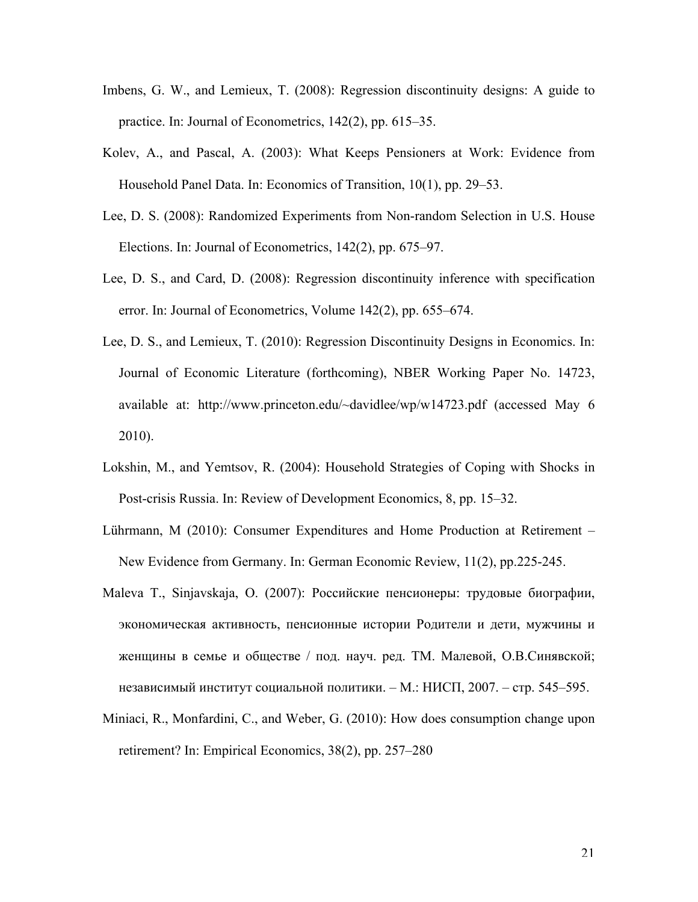Imbens, G. W., and Lemieux, T. (2008): Regression discontinuity designs: A guide to practice. In: Journal of Econometrics, 142(2), pp. 615–35.

Kolev, A., and Pascal, A. (2003): What Keeps Pensioners at Work: Evidence from Household Panel Data. In: Economics of Transition, 10(1), pp. 29–53.

Lee, D. S. (2008): Randomized Experiments from Non-random Selection in U.S. House Elections. In: Journal of Econometrics, 142(2), pp. 675–97.

Lee, D. S., and Card, D. (2008): Regression discontinuity inference with specification error. In: Journal of Econometrics, Volume 142(2), pp. 655–674.

Lee, D. S., and Lemieux, T. (2010): Regression Discontinuity Designs in Economics. In: Journal of Economic Literature (forthcoming), NBER Working Paper No. 14723, available at: http://www.princeton.edu/~davidlee/wp/w14723.pdf (accessed May 6 2010).

Lokshin, M., and Yemtsov, R. (2004): Household Strategies of Coping with Shocks in Post-crisis Russia. In: Review of Development Economics, 8, pp. 15–32.

Lührmann, M (2010): Consumer Expenditures and Home Production at Retirement – New Evidence from Germany. In: German Economic Review, 11(2), pp.225-245.

Maleva T., Sinjavskaja, O. (2007): Российские пенсионеры: трудовые биографии, экономическая активность, пенсионные истории Родители и дети, мужчины и женщины в семье и обществе / под. науч. ред. ТМ. Малевой, О.В.Синявской; независимый институт социальной политики. – М.: НИСП, 2007. – стр. 545–595.

Miniaci, R., Monfardini, C., and Weber, G. (2010): How does consumption change upon retirement? In: Empirical Economics, 38(2), pp. 257–280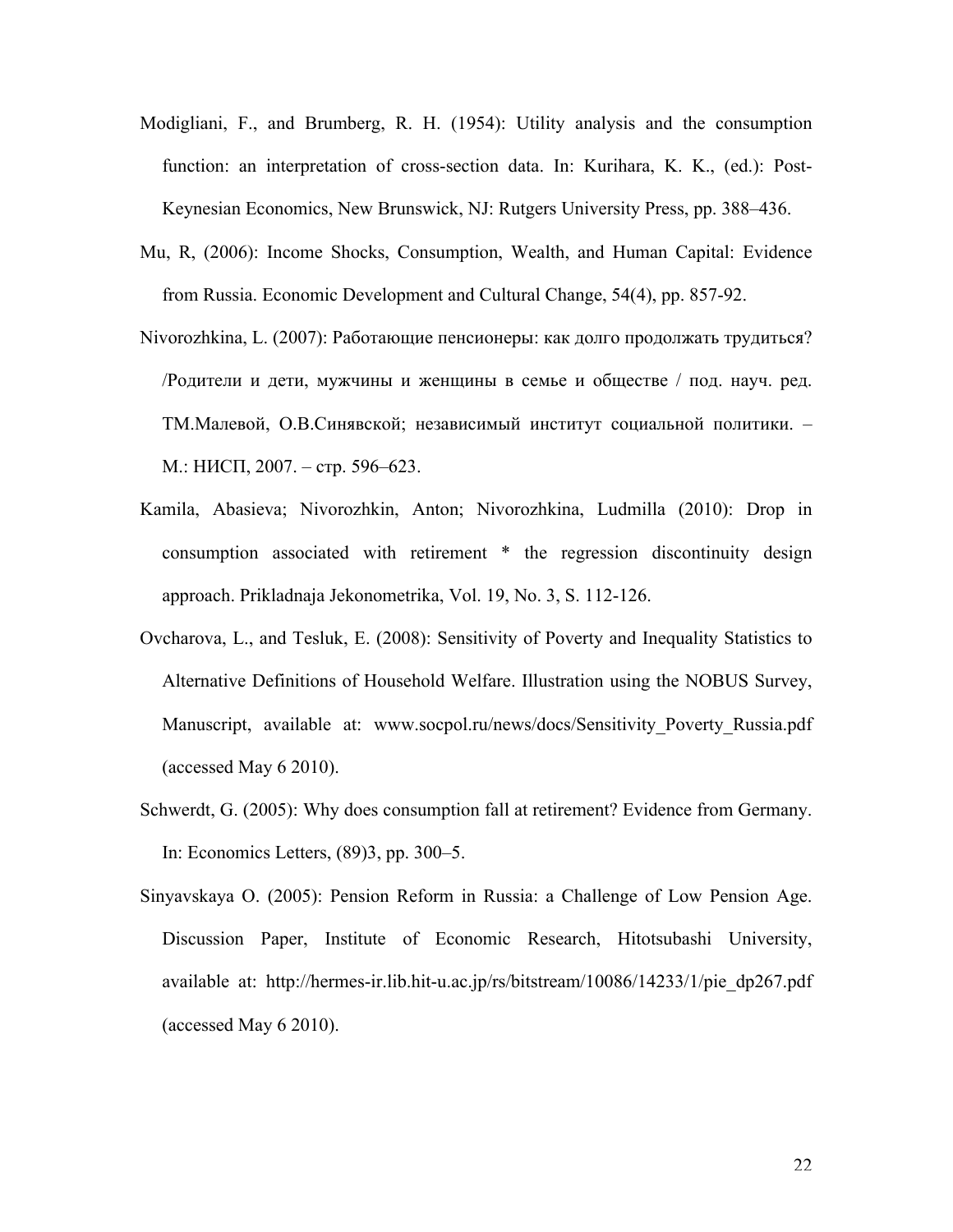Modigliani, F., and Brumberg, R. H. (1954): Utility analysis and the consumption function: an interpretation of cross-section data. In: Kurihara, K. K., (ed.): Post-Keynesian Economics, New Brunswick, NJ: Rutgers University Press, pp. 388–436.

Mu, R, (2006): Income Shocks, Consumption, Wealth, and Human Capital: Evidence from Russia. Economic Development and Cultural Change, 54(4), pp. 857-92.

Nivorozhkina, L. (2007): Работающие пенсионеры: как долго продолжать трудиться? /Родители и дети, мужчины и женщины в семье и обществе / под. науч. ред. ТМ.Малевой, О.В.Синявской; независимый институт социальной политики. – М.: НИСП, 2007. – стр. 596–623.

Kamila, Abasieva; Nivorozhkin, Anton; Nivorozhkina, Ludmilla (2010): Drop in consumption associated with retirement * the regression discontinuity design approach. Prikladnaja Jekonometrika, Vol. 19, No. 3, S. 112-126.

Ovcharova, L., and Tesluk, E. (2008): Sensitivity of Poverty and Inequality Statistics to Alternative Definitions of Household Welfare. Illustration using the NOBUS Survey, Manuscript, available at: www.socpol.ru/news/docs/Sensitivity_Poverty_Russia.pdf (accessed May 6 2010).

Schwerdt, G. (2005): Why does consumption fall at retirement? Evidence from Germany. In: Economics Letters, (89)3, pp. 300–5.

Sinyavskaya O. (2005): Pension Reform in Russia: a Challenge of Low Pension Age. Discussion Paper, Institute of Economic Research, Hitotsubashi University, available at: http://hermes-ir.lib.hit-u.ac.jp/rs/bitstream/10086/14233/1/pie_dp267.pdf (accessed May 6 2010).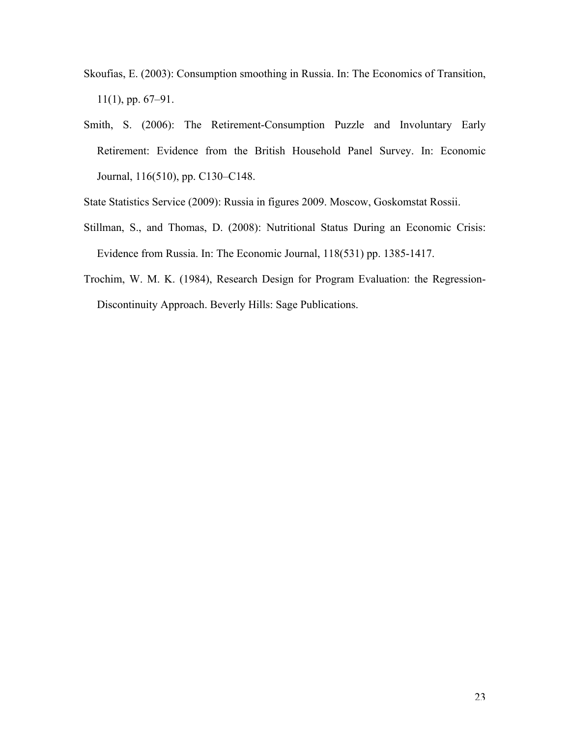Skoufias, E. (2003): Consumption smoothing in Russia. In: The Economics of Transition, 11(1), pp. 67–91.

Smith, S. (2006): The Retirement-Consumption Puzzle and Involuntary Early Retirement: Evidence from the British Household Panel Survey. In: Economic Journal, 116(510), pp. C130–C148.

State Statistics Service (2009): Russia in figures 2009. Moscow, Goskomstat Rossii.

Stillman, S., and Thomas, D. (2008): Nutritional Status During an Economic Crisis: Evidence from Russia. In: The Economic Journal, 118(531) pp. 1385-1417.

Trochim, W. M. K. (1984), Research Design for Program Evaluation: the Regression-Discontinuity Approach. Beverly Hills: Sage Publications.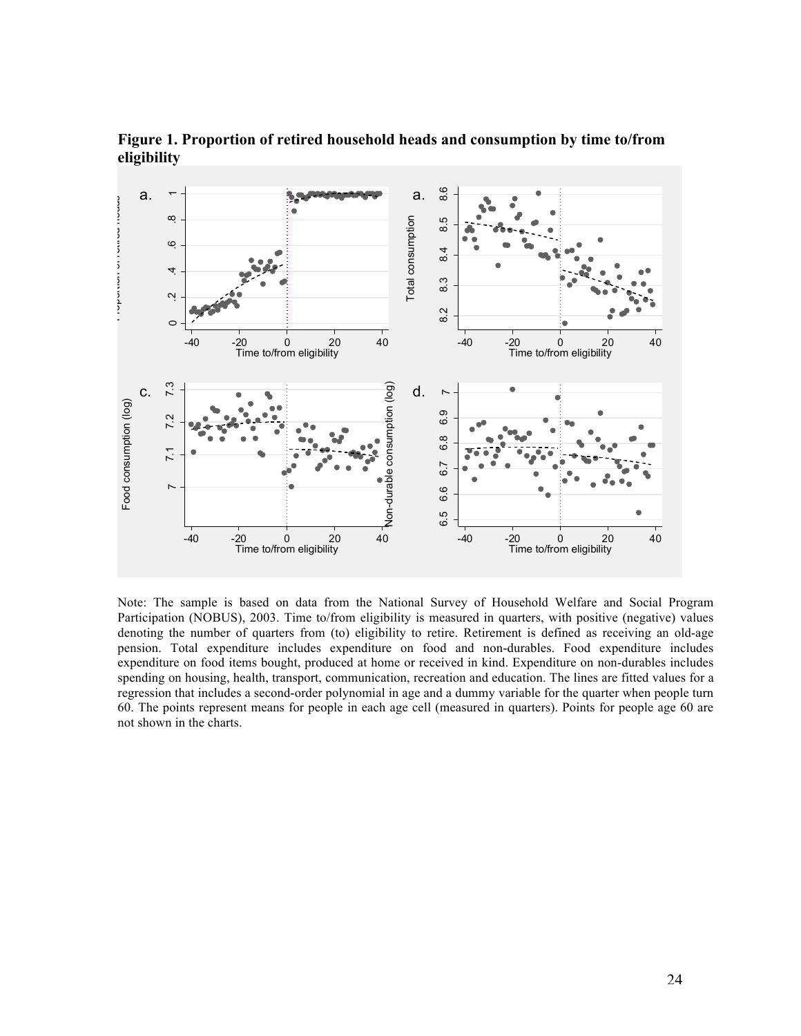**Figure 1. Proportion of retired household heads and consumption by time to/from eligibility**

Note: The sample is based on data from the National Survey of Household Welfare and Social Program Participation (NOBUS), 2003. Time to/from eligibility is measured in quarters, with positive (negative) values denoting the number of quarters from (to) eligibility to retire. Retirement is defined as receiving an old-age pension. Total expenditure includes expenditure on food and non-durables. Food expenditure includes expenditure on food items bought, produced at home or received in kind. Expenditure on non-durables includes spending on housing, health, transport, communication, recreation and education. The lines are fitted values for a regression that includes a second-order polynomial in age and a dummy variable for the quarter when people turn 60. The points represent means for people in each age cell (measured in quarters). Points for people age 60 are not shown in the charts.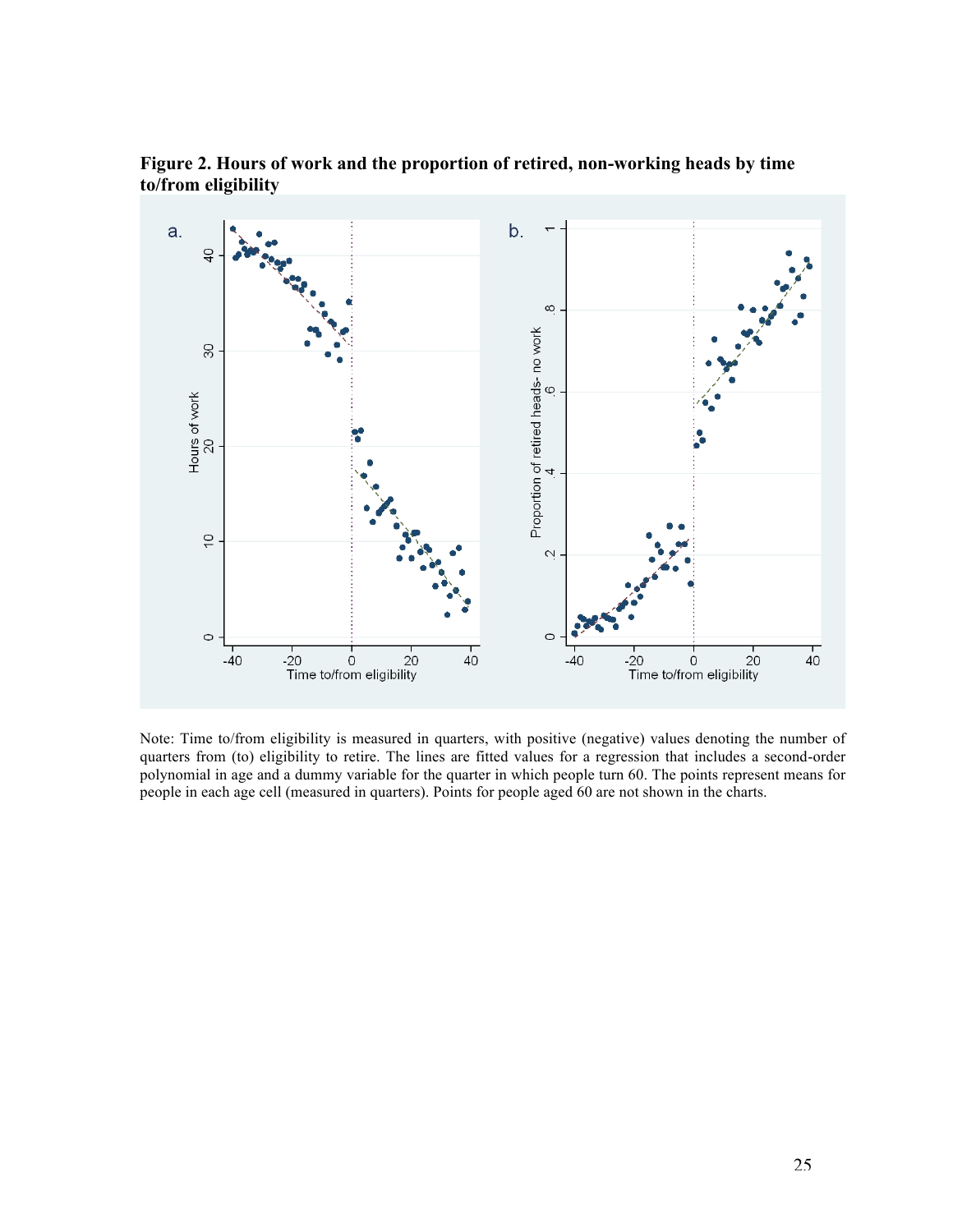**Figure 2. Hours of work and the proportion of retired, non-working heads by time to/from eligibility**

Note: Time to/from eligibility is measured in quarters, with positive (negative) values denoting the number of quarters from (to) eligibility to retire. The lines are fitted values for a regression that includes a second-order polynomial in age and a dummy variable for the quarter in which people turn 60. The points represent means for people in each age cell (measured in quarters). Points for people aged 60 are not shown in the charts.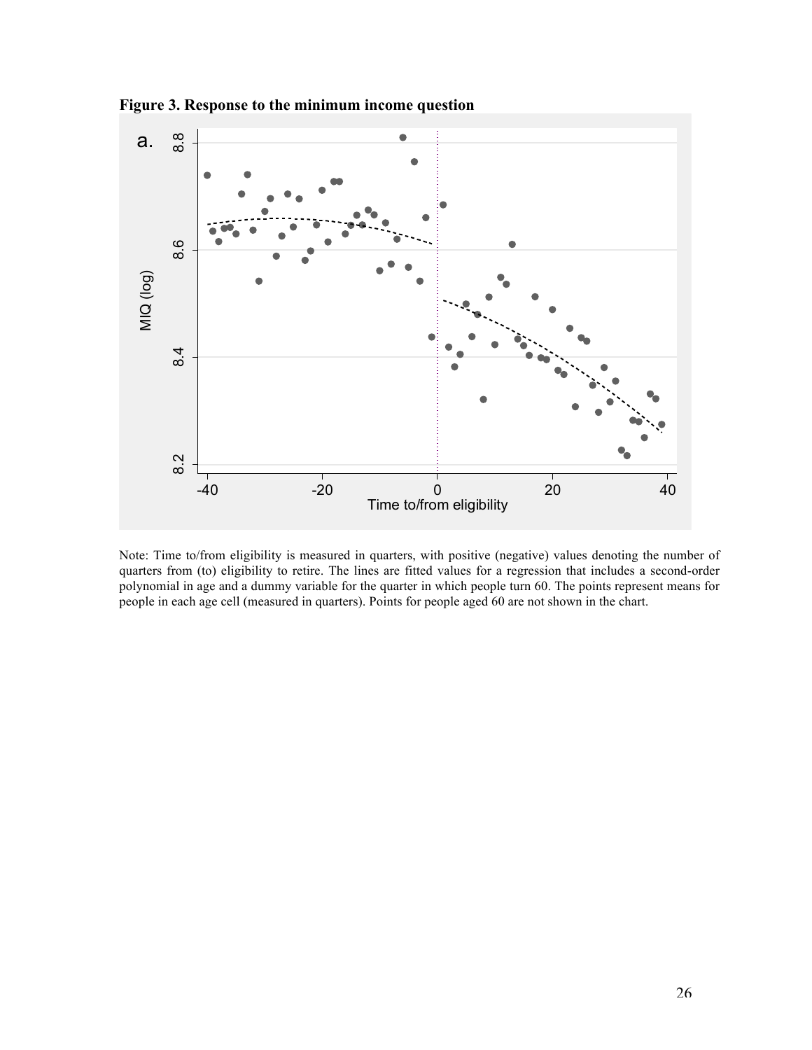**Figure 3. Response to the minimum income question**

Note: Time to/from eligibility is measured in quarters, with positive (negative) values denoting the number of quarters from (to) eligibility to retire. The lines are fitted values for a regression that includes a second-order polynomial in age and a dummy variable for the quarter in which people turn 60. The points represent means for people in each age cell (measured in quarters). Points for people aged 60 are not shown in the chart.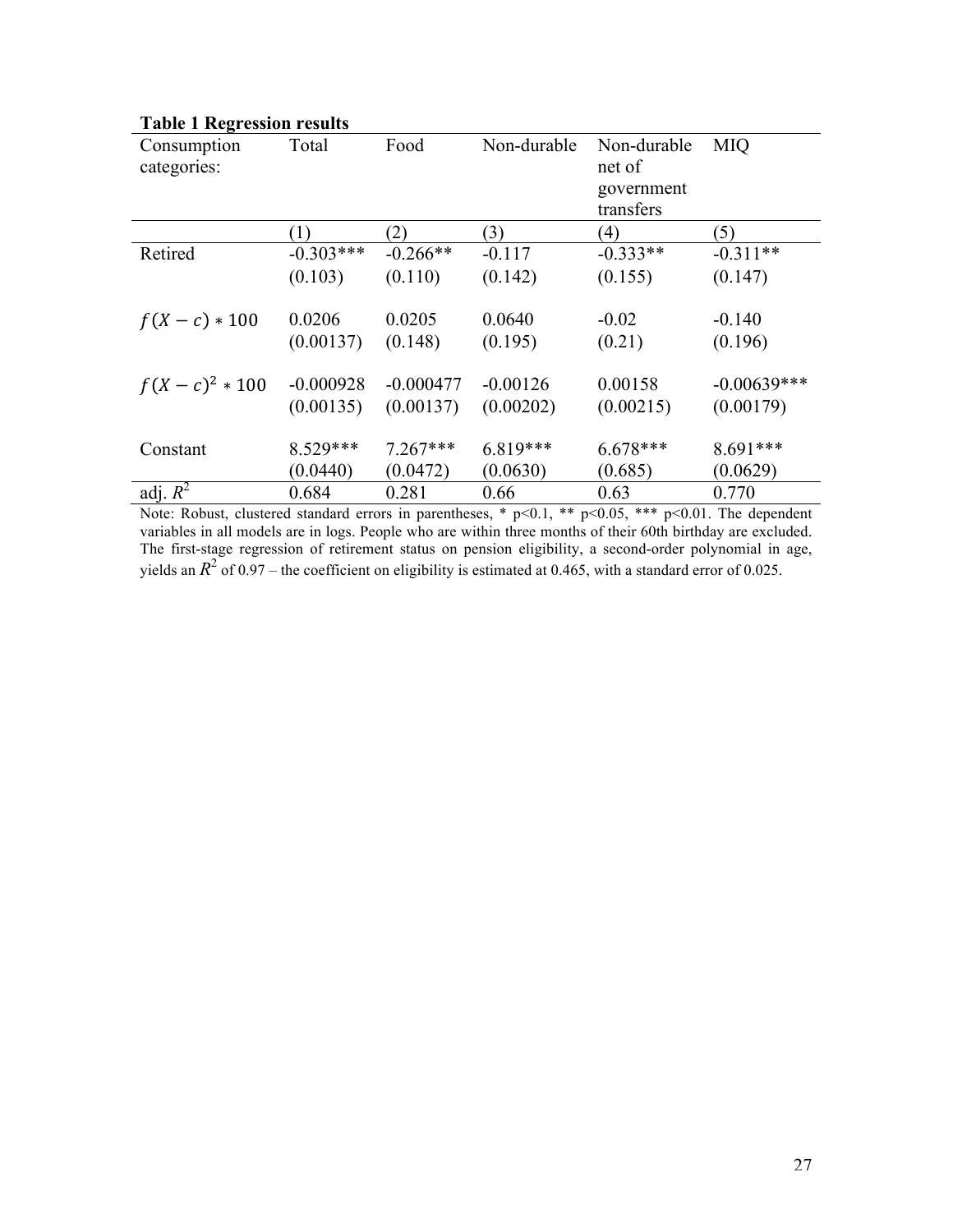**Table 1 Regression results**

| Consumption categories: | Total | Food | Non-durable | Non-durable net of government transfers | MIQ |
|---|---|---|---|---|---|
| | (1) | (2) | (3) | (4) | (5) |
| Retired | -0.303*** | -0.266** | -0.117 | -0.333** | -0.311** |
| | (0.103) | (0.110) | (0.142) | (0.155) | (0.147) |
| $f(X-c)*100$ | 0.0206 | 0.0205 | 0.0640 | -0.02 | -0.140 |
| | (0.00137) | (0.148) | (0.195) | (0.21) | (0.196) |
| $f(X-c)^2*100$ | -0.000928 | -0.000477 | -0.00126 | 0.00158 | -0.00639*** |
| | (0.00135) | (0.00137) | (0.00202) | (0.00215) | (0.00179) |
| Constant | 8.529*** | 7.267*** | 6.819*** | 6.678*** | 8.691*** |
| | (0.0440) | (0.0472) | (0.0630) | (0.685) | (0.0629) |
| adj. $R^2$ | 0.684 | 0.281 | 0.66 | 0.63 | 0.770 |

Note: Robust, clustered standard errors in parentheses, * p<0.1, ** p<0.05, *** p<0.01. The dependent variables in all models are in logs. People who are within three months of their 60th birthday are excluded. The first-stage regression of retirement status on pension eligibility, a second-order polynomial in age, yields an $R^2$ of 0.97 – the coefficient on eligibility is estimated at 0.465, with a standard error of 0.025.